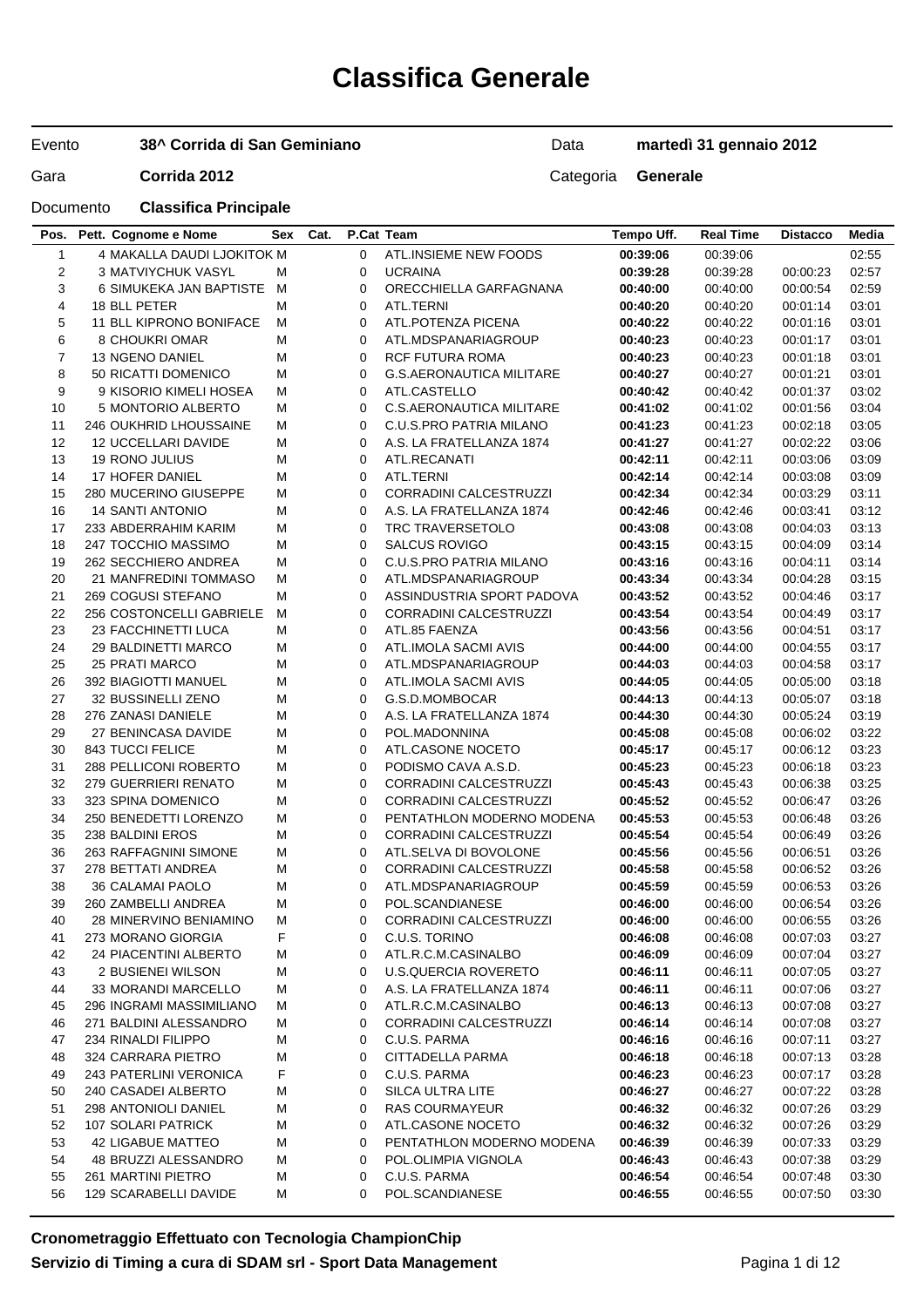# Classifica Generale

| | | | |
|---|---|---|---|
| Evento | **38^ Corrida di San Geminiano** | Data | **martedì 31 gennaio 2012** |
| Gara | **Corrida 2012** | Categoria | **Generale** |
| Documento | **Classifica Principale** | | |

| Pos. | Pett. | Cognome e Nome | Sex | Cat. | P.Cat | Team | Tempo Uff. | Real Time | Distacco | Media |
|---|---|---|---|---|---|---|---|---|---|---|
| 1 | 4 | MAKALLA DAUDI LJOKITOK | M | | 0 | ATL.INSIEME NEW FOODS | **00:39:06** | 00:39:06 | | 02:55 |
| 2 | 3 | MATVIYCHUK VASYL | M | | 0 | UCRAINA | **00:39:28** | 00:39:28 | 00:00:23 | 02:57 |
| 3 | 6 | SIMUKEKA JAN BAPTISTE | M | | 0 | ORECCHIELLA GARFAGNANA | **00:40:00** | 00:40:00 | 00:00:54 | 02:59 |
| 4 | 18 | BLL PETER | M | | 0 | ATL.TERNI | **00:40:20** | 00:40:20 | 00:01:14 | 03:01 |
| 5 | 11 | BLL KIPRONO BONIFACE | M | | 0 | ATL.POTENZA PICENA | **00:40:22** | 00:40:22 | 00:01:16 | 03:01 |
| 6 | 8 | CHOUKRI OMAR | M | | 0 | ATL.MDSPANARIAGROUP | **00:40:23** | 00:40:23 | 00:01:17 | 03:01 |
| 7 | 13 | NGENO DANIEL | M | | 0 | RCF FUTURA ROMA | **00:40:23** | 00:40:23 | 00:01:18 | 03:01 |
| 8 | 50 | RICATTI DOMENICO | M | | 0 | G.S.AERONAUTICA MILITARE | **00:40:27** | 00:40:27 | 00:01:21 | 03:01 |
| 9 | 9 | KISORIO KIMELI HOSEA | M | | 0 | ATL.CASTELLO | **00:40:42** | 00:40:42 | 00:01:37 | 03:02 |
| 10 | 5 | MONTORIO ALBERTO | M | | 0 | C.S.AERONAUTICA MILITARE | **00:41:02** | 00:41:02 | 00:01:56 | 03:04 |
| 11 | 246 | OUKHRID LHOUSSAINE | M | | 0 | C.U.S.PRO PATRIA MILANO | **00:41:23** | 00:41:23 | 00:02:18 | 03:05 |
| 12 | 12 | UCCELLARI DAVIDE | M | | 0 | A.S. LA FRATELLANZA 1874 | **00:41:27** | 00:41:27 | 00:02:22 | 03:06 |
| 13 | 19 | RONO JULIUS | M | | 0 | ATL.RECANATI | **00:42:11** | 00:42:11 | 00:03:06 | 03:09 |
| 14 | 17 | HOFER DANIEL | M | | 0 | ATL.TERNI | **00:42:14** | 00:42:14 | 00:03:08 | 03:09 |
| 15 | 280 | MUCERINO GIUSEPPE | M | | 0 | CORRADINI CALCESTRUZZI | **00:42:34** | 00:42:34 | 00:03:29 | 03:11 |
| 16 | 14 | SANTI ANTONIO | M | | 0 | A.S. LA FRATELLANZA 1874 | **00:42:46** | 00:42:46 | 00:03:41 | 03:12 |
| 17 | 233 | ABDERRAHIM KARIM | M | | 0 | TRC TRAVERSETOLO | **00:43:08** | 00:43:08 | 00:04:03 | 03:13 |
| 18 | 247 | TOCCHIO MASSIMO | M | | 0 | SALCUS ROVIGO | **00:43:15** | 00:43:15 | 00:04:09 | 03:14 |
| 19 | 262 | SECCHIERO ANDREA | M | | 0 | C.U.S.PRO PATRIA MILANO | **00:43:16** | 00:43:16 | 00:04:11 | 03:14 |
| 20 | 21 | MANFREDINI TOMMASO | M | | 0 | ATL.MDSPANARIAGROUP | **00:43:34** | 00:43:34 | 00:04:28 | 03:15 |
| 21 | 269 | COGUSI STEFANO | M | | 0 | ASSINDUSTRIA SPORT PADOVA | **00:43:52** | 00:43:52 | 00:04:46 | 03:17 |
| 22 | 256 | COSTONCELLI GABRIELE | M | | 0 | CORRADINI CALCESTRUZZI | **00:43:54** | 00:43:54 | 00:04:49 | 03:17 |
| 23 | 23 | FACCHINETTI LUCA | M | | 0 | ATL.85 FAENZA | **00:43:56** | 00:43:56 | 00:04:51 | 03:17 |
| 24 | 29 | BALDINETTI MARCO | M | | 0 | ATL.IMOLA SACMI AVIS | **00:44:00** | 00:44:00 | 00:04:55 | 03:17 |
| 25 | 25 | PRATI MARCO | M | | 0 | ATL.MDSPANARIAGROUP | **00:44:03** | 00:44:03 | 00:04:58 | 03:17 |
| 26 | 392 | BIAGIOTTI MANUEL | M | | 0 | ATL.IMOLA SACMI AVIS | **00:44:05** | 00:44:05 | 00:05:00 | 03:18 |
| 27 | 32 | BUSSINELLI ZENO | M | | 0 | G.S.D.MOMBOCAR | **00:44:13** | 00:44:13 | 00:05:07 | 03:18 |
| 28 | 276 | ZANASI DANIELE | M | | 0 | A.S. LA FRATELLANZA 1874 | **00:44:30** | 00:44:30 | 00:05:24 | 03:19 |
| 29 | 27 | BENINCASA DAVIDE | M | | 0 | POL.MADONNINA | **00:45:08** | 00:45:08 | 00:06:02 | 03:22 |
| 30 | 843 | TUCCI FELICE | M | | 0 | ATL.CASONE NOCETO | **00:45:17** | 00:45:17 | 00:06:12 | 03:23 |
| 31 | 288 | PELLICONI ROBERTO | M | | 0 | PODISMO CAVA A.S.D. | **00:45:23** | 00:45:23 | 00:06:18 | 03:23 |
| 32 | 279 | GUERRIERI RENATO | M | | 0 | CORRADINI CALCESTRUZZI | **00:45:43** | 00:45:43 | 00:06:38 | 03:25 |
| 33 | 323 | SPINA DOMENICO | M | | 0 | CORRADINI CALCESTRUZZI | **00:45:52** | 00:45:52 | 00:06:47 | 03:26 |
| 34 | 250 | BENEDETTI LORENZO | M | | 0 | PENTATHLON MODERNO MODENA | **00:45:53** | 00:45:53 | 00:06:48 | 03:26 |
| 35 | 238 | BALDINI EROS | M | | 0 | CORRADINI CALCESTRUZZI | **00:45:54** | 00:45:54 | 00:06:49 | 03:26 |
| 36 | 263 | RAFFAGNINI SIMONE | M | | 0 | ATL.SELVA DI BOVOLONE | **00:45:56** | 00:45:56 | 00:06:51 | 03:26 |
| 37 | 278 | BETTATI ANDREA | M | | 0 | CORRADINI CALCESTRUZZI | **00:45:58** | 00:45:58 | 00:06:52 | 03:26 |
| 38 | 36 | CALAMAI PAOLO | M | | 0 | ATL.MDSPANARIAGROUP | **00:45:59** | 00:45:59 | 00:06:53 | 03:26 |
| 39 | 260 | ZAMBELLI ANDREA | M | | 0 | POL.SCANDIANESE | **00:46:00** | 00:46:00 | 00:06:54 | 03:26 |
| 40 | 28 | MINERVINO BENIAMINO | M | | 0 | CORRADINI CALCESTRUZZI | **00:46:00** | 00:46:00 | 00:06:55 | 03:26 |
| 41 | 273 | MORANO GIORGIA | F | | 0 | C.U.S. TORINO | **00:46:08** | 00:46:08 | 00:07:03 | 03:27 |
| 42 | 24 | PIACENTINI ALBERTO | M | | 0 | ATL.R.C.M.CASINALBO | **00:46:09** | 00:46:09 | 00:07:04 | 03:27 |
| 43 | 2 | BUSIENEI WILSON | M | | 0 | U.S.QUERCIA ROVERETO | **00:46:11** | 00:46:11 | 00:07:05 | 03:27 |
| 44 | 33 | MORANDI MARCELLO | M | | 0 | A.S. LA FRATELLANZA 1874 | **00:46:11** | 00:46:11 | 00:07:06 | 03:27 |
| 45 | 296 | INGRAMI MASSIMILIANO | M | | 0 | ATL.R.C.M.CASINALBO | **00:46:13** | 00:46:13 | 00:07:08 | 03:27 |
| 46 | 271 | BALDINI ALESSANDRO | M | | 0 | CORRADINI CALCESTRUZZI | **00:46:14** | 00:46:14 | 00:07:08 | 03:27 |
| 47 | 234 | RINALDI FILIPPO | M | | 0 | C.U.S. PARMA | **00:46:16** | 00:46:16 | 00:07:11 | 03:27 |
| 48 | 324 | CARRARA PIETRO | M | | 0 | CITTADELLA PARMA | **00:46:18** | 00:46:18 | 00:07:13 | 03:28 |
| 49 | 243 | PATERLINI VERONICA | F | | 0 | C.U.S. PARMA | **00:46:23** | 00:46:23 | 00:07:17 | 03:28 |
| 50 | 240 | CASADEI ALBERTO | M | | 0 | SILCA ULTRA LITE | **00:46:27** | 00:46:27 | 00:07:22 | 03:28 |
| 51 | 298 | ANTONIOLI DANIEL | M | | 0 | RAS COURMAYEUR | **00:46:32** | 00:46:32 | 00:07:26 | 03:29 |
| 52 | 107 | SOLARI PATRICK | M | | 0 | ATL.CASONE NOCETO | **00:46:32** | 00:46:32 | 00:07:26 | 03:29 |
| 53 | 42 | LIGABUE MATTEO | M | | 0 | PENTATHLON MODERNO MODENA | **00:46:39** | 00:46:39 | 00:07:33 | 03:29 |
| 54 | 48 | BRUZZI ALESSANDRO | M | | 0 | POL.OLIMPIA VIGNOLA | **00:46:43** | 00:46:43 | 00:07:38 | 03:29 |
| 55 | 261 | MARTINI PIETRO | M | | 0 | C.U.S. PARMA | **00:46:54** | 00:46:54 | 00:07:48 | 03:30 |
| 56 | 129 | SCARABELLI DAVIDE | M | | 0 | POL.SCANDIANESE | **00:46:55** | 00:46:55 | 00:07:50 | 03:30 |

**Cronometraggio Effettuato con Tecnologia ChampionChip**

**Servizio di Timing a cura di SDAM srl - Sport Data Management**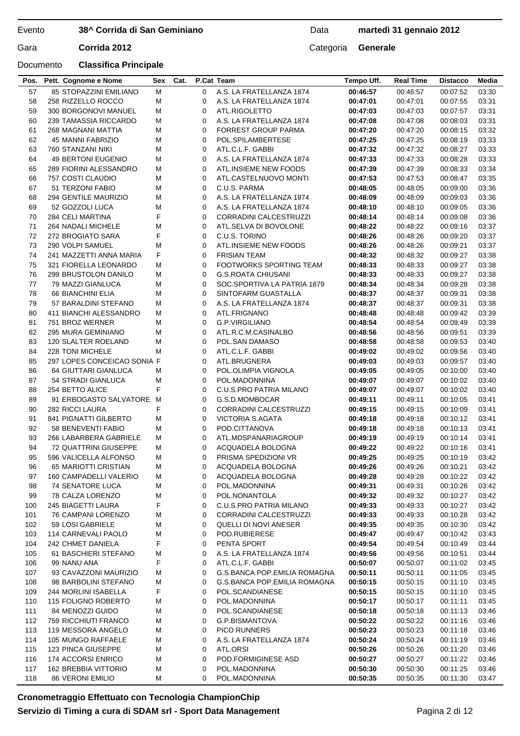Evento **38^ Corrida di San Geminiano** Data **martedì 31 gennaio 2012**

Gara **Corrida 2012** Categoria **Generale**

Documento **Classifica Principale**

| Pos. | Pett. Cognome e Nome | Sex | Cat. | P.Cat | Team | Tempo Uff. | Real Time | Distacco | Media |
|---|---|---|---|---|---|---|---|---|---|
| 57 | 85 STOPAZZINI EMILIANO | M | | 0 | A.S. LA FRATELLANZA 1874 | **00:46:57** | 00:46:57 | 00:07:52 | 03:30 |
| 58 | 258 RIZZELLO ROCCO | M | | 0 | A.S. LA FRATELLANZA 1874 | **00:47:01** | 00:47:01 | 00:07:55 | 03:31 |
| 59 | 300 BORGONOVI MANUEL | M | | 0 | ATL.RIGOLETTO | **00:47:03** | 00:47:03 | 00:07:57 | 03:31 |
| 60 | 239 TAMASSIA RICCARDO | M | | 0 | A.S. LA FRATELLANZA 1874 | **00:47:08** | 00:47:08 | 00:08:03 | 03:31 |
| 61 | 268 MAGNANI MATTIA | M | | 0 | FORREST GROUP PARMA | **00:47:20** | 00:47:20 | 00:08:15 | 03:32 |
| 62 | 45 MANNI FABRIZIO | M | | 0 | POL.SPILAMBERTESE | **00:47:25** | 00:47:25 | 00:08:19 | 03:33 |
| 63 | 760 STANZANI NIKI | M | | 0 | ATL.C.L.F. GABBI | **00:47:32** | 00:47:32 | 00:08:27 | 03:33 |
| 64 | 49 BERTONI EUGENIO | M | | 0 | A.S. LA FRATELLANZA 1874 | **00:47:33** | 00:47:33 | 00:08:28 | 03:33 |
| 65 | 289 FIORINI ALESSANDRO | M | | 0 | ATL.INSIEME NEW FOODS | **00:47:39** | 00:47:39 | 00:08:33 | 03:34 |
| 66 | 757 COSTI CLAUDIO | M | | 0 | ATL.CASTELNUOVO MONTI | **00:47:53** | 00:47:53 | 00:08:47 | 03:35 |
| 67 | 51 TERZONI FABIO | M | | 0 | C.U.S. PARMA | **00:48:05** | 00:48:05 | 00:09:00 | 03:36 |
| 68 | 294 GENTILE MAURIZIO | M | | 0 | A.S. LA FRATELLANZA 1874 | **00:48:09** | 00:48:09 | 00:09:03 | 03:36 |
| 69 | 52 GOZZOLI LUCA | M | | 0 | A.S. LA FRATELLANZA 1874 | **00:48:10** | 00:48:10 | 00:09:05 | 03:36 |
| 70 | 284 CELI MARTINA | F | | 0 | CORRADINI CALCESTRUZZI | **00:48:14** | 00:48:14 | 00:09:08 | 03:36 |
| 71 | 264 NADALI MICHELE | M | | 0 | ATL.SELVA DI BOVOLONE | **00:48:22** | 00:48:22 | 00:09:16 | 03:37 |
| 72 | 272 BROGIATO SARA | F | | 0 | C.U.S. TORINO | **00:48:26** | 00:48:26 | 00:09:20 | 03:37 |
| 73 | 290 VOLPI SAMUEL | M | | 0 | ATL.INSIEME NEW FOODS | **00:48:26** | 00:48:26 | 00:09:21 | 03:37 |
| 74 | 241 MAZZETTI ANNA MARIA | F | | 0 | FRISIAN TEAM | **00:48:32** | 00:48:32 | 00:09:27 | 03:38 |
| 75 | 321 FIORELLA LEONARDO | M | | 0 | FOOTWORKS SPORTING TEAM | **00:48:33** | 00:48:33 | 00:09:27 | 03:38 |
| 76 | 299 BRUSTOLON DANILO | M | | 0 | G.S.ROATA CHIUSANI | **00:48:33** | 00:48:33 | 00:09:27 | 03:38 |
| 77 | 79 MAZZI GIANLUCA | M | | 0 | SOC.SPORTIVA LA PATRIA 1879 | **00:48:34** | 00:48:34 | 00:09:28 | 03:38 |
| 78 | 66 BIANCHINI ELIA | M | | 0 | SINTOFARM GUASTALLA | **00:48:37** | 00:48:37 | 00:09:31 | 03:38 |
| 79 | 57 BARALDINI STEFANO | M | | 0 | A.S. LA FRATELLANZA 1874 | **00:48:37** | 00:48:37 | 00:09:31 | 03:38 |
| 80 | 411 BIANCHI ALESSANDRO | M | | 0 | ATL.FRIGNANO | **00:48:48** | 00:48:48 | 00:09:42 | 03:39 |
| 81 | 751 BROZ WERNER | M | | 0 | G.P.VIRGILIANO | **00:48:54** | 00:48:54 | 00:09:49 | 03:39 |
| 82 | 295 MURA GEMINIANO | M | | 0 | ATL.R.C.M.CASINALBO | **00:48:56** | 00:48:56 | 00:09:51 | 03:39 |
| 83 | 120 SLALTER ROELAND | M | | 0 | POL.SAN DAMASO | **00:48:58** | 00:48:58 | 00:09:53 | 03:40 |
| 84 | 228 TONI MICHELE | M | | 0 | ATL.C.L.F. GABBI | **00:49:02** | 00:49:02 | 00:09:56 | 03:40 |
| 85 | 297 LOPES CONCEICAO SONIA | F | | 0 | ATL.BRUGNERA | **00:49:03** | 00:49:03 | 00:09:57 | 03:40 |
| 86 | 64 GIUTTARI GIANLUCA | M | | 0 | POL.OLIMPIA VIGNOLA | **00:49:05** | 00:49:05 | 00:10:00 | 03:40 |
| 87 | 54 STRADI GIANLUCA | M | | 0 | POL.MADONNINA | **00:49:07** | 00:49:07 | 00:10:02 | 03:40 |
| 88 | 254 BETTO ALICE | F | | 0 | C.U.S.PRO PATRIA MILANO | **00:49:07** | 00:49:07 | 00:10:02 | 03:40 |
| 89 | 91 ERBOGASTO SALVATORE | M | | 0 | G.S.D.MOMBOCAR | **00:49:11** | 00:49:11 | 00:10:05 | 03:41 |
| 90 | 282 RICCI LAURA | F | | 0 | CORRADINI CALCESTRUZZI | **00:49:15** | 00:49:15 | 00:10:09 | 03:41 |
| 91 | 841 PIGNATTI GILBERTO | M | | 0 | VICTORIA S.AGATA | **00:49:18** | 00:49:18 | 00:10:12 | 03:41 |
| 92 | 58 BENEVENTI FABIO | M | | 0 | POD.CITTANOVA | **00:49:18** | 00:49:18 | 00:10:13 | 03:41 |
| 93 | 266 LABARBERA GABRIELE | M | | 0 | ATL.MDSPANARIAGROUP | **00:49:19** | 00:49:19 | 00:10:14 | 03:41 |
| 94 | 72 QUATTRINI GIUSEPPE | M | | 0 | ACQUADELA BOLOGNA | **00:49:22** | 00:49:22 | 00:10:16 | 03:41 |
| 95 | 596 VALICELLA ALFONSO | M | | 0 | PRISMA SPEDIZIONI VR | **00:49:25** | 00:49:25 | 00:10:19 | 03:42 |
| 96 | 65 MARIOTTI CRISTIAN | M | | 0 | ACQUADELA BOLOGNA | **00:49:26** | 00:49:26 | 00:10:21 | 03:42 |
| 97 | 160 CAMPADELLI VALERIO | M | | 0 | ACQUADELA BOLOGNA | **00:49:28** | 00:49:28 | 00:10:22 | 03:42 |
| 98 | 74 SENATORE LUCA | M | | 0 | POL.MADONNINA | **00:49:31** | 00:49:31 | 00:10:26 | 03:42 |
| 99 | 78 CALZA LORENZO | M | | 0 | POL.NONANTOLA | **00:49:32** | 00:49:32 | 00:10:27 | 03:42 |
| 100 | 245 BIAGETTI LAURA | F | | 0 | C.U.S.PRO PATRIA MILANO | **00:49:33** | 00:49:33 | 00:10:27 | 03:42 |
| 101 | 76 CAMPANI LORENZO | M | | 0 | CORRADINI CALCESTRUZZI | **00:49:33** | 00:49:33 | 00:10:28 | 03:42 |
| 102 | 59 LOSI GABRIELE | M | | 0 | QUELLI DI NOVI ANESER | **00:49:35** | 00:49:35 | 00:10:30 | 03:42 |
| 103 | 114 CARNEVALI PAOLO | M | | 0 | POD.RUBIERESE | **00:49:47** | 00:49:47 | 00:10:42 | 03:43 |
| 104 | 242 CHMET DANIELA | F | | 0 | PENTA SPORT | **00:49:54** | 00:49:54 | 00:10:49 | 03:44 |
| 105 | 61 BASCHIERI STEFANO | M | | 0 | A.S. LA FRATELLANZA 1874 | **00:49:56** | 00:49:56 | 00:10:51 | 03:44 |
| 106 | 99 NANU ANA | F | | 0 | ATL.C.L.F. GABBI | **00:50:07** | 00:50:07 | 00:11:02 | 03:45 |
| 107 | 93 CAVAZZONI MAURIZIO | M | | 0 | G.S.BANCA POP.EMILIA ROMAGNA | **00:50:11** | 00:50:11 | 00:11:05 | 03:45 |
| 108 | 98 BARBOLINI STEFANO | M | | 0 | G.S.BANCA POP.EMILIA ROMAGNA | **00:50:15** | 00:50:15 | 00:11:10 | 03:45 |
| 109 | 244 MORLINI ISABELLA | F | | 0 | POL.SCANDIANESE | **00:50:15** | 00:50:15 | 00:11:10 | 03:45 |
| 110 | 115 FOLIGNO ROBERTO | M | | 0 | POL.MADONNINA | **00:50:17** | 00:50:17 | 00:11:11 | 03:45 |
| 111 | 84 MENOZZI GUIDO | M | | 0 | POL.SCANDIANESE | **00:50:18** | 00:50:18 | 00:11:13 | 03:46 |
| 112 | 759 RICCHIUTI FRANCO | M | | 0 | G.P.BISMANTOVA | **00:50:22** | 00:50:22 | 00:11:16 | 03:46 |
| 113 | 119 MESSORA ANGELO | M | | 0 | PICO RUNNERS | **00:50:23** | 00:50:23 | 00:11:18 | 03:46 |
| 114 | 105 MUNGO RAFFAELE | M | | 0 | A.S. LA FRATELLANZA 1874 | **00:50:24** | 00:50:24 | 00:11:19 | 03:46 |
| 115 | 123 PINCA GIUSEPPE | M | | 0 | ATL.ORSI | **00:50:26** | 00:50:26 | 00:11:20 | 03:46 |
| 116 | 174 ACCORSI ENRICO | M | | 0 | POD.FORMIGINESE ASD | **00:50:27** | 00:50:27 | 00:11:22 | 03:46 |
| 117 | 162 BREBBIA VITTORIO | M | | 0 | POL.MADONNINA | **00:50:30** | 00:50:30 | 00:11:25 | 03:46 |
| 118 | 86 VERONI EMILIO | M | | 0 | POL.MADONNINA | **00:50:35** | 00:50:35 | 00:11:30 | 03:47 |

**Cronometraggio Effettuato con Tecnologia ChampionChip**

**Servizio di Timing a cura di SDAM srl - Sport Data Management**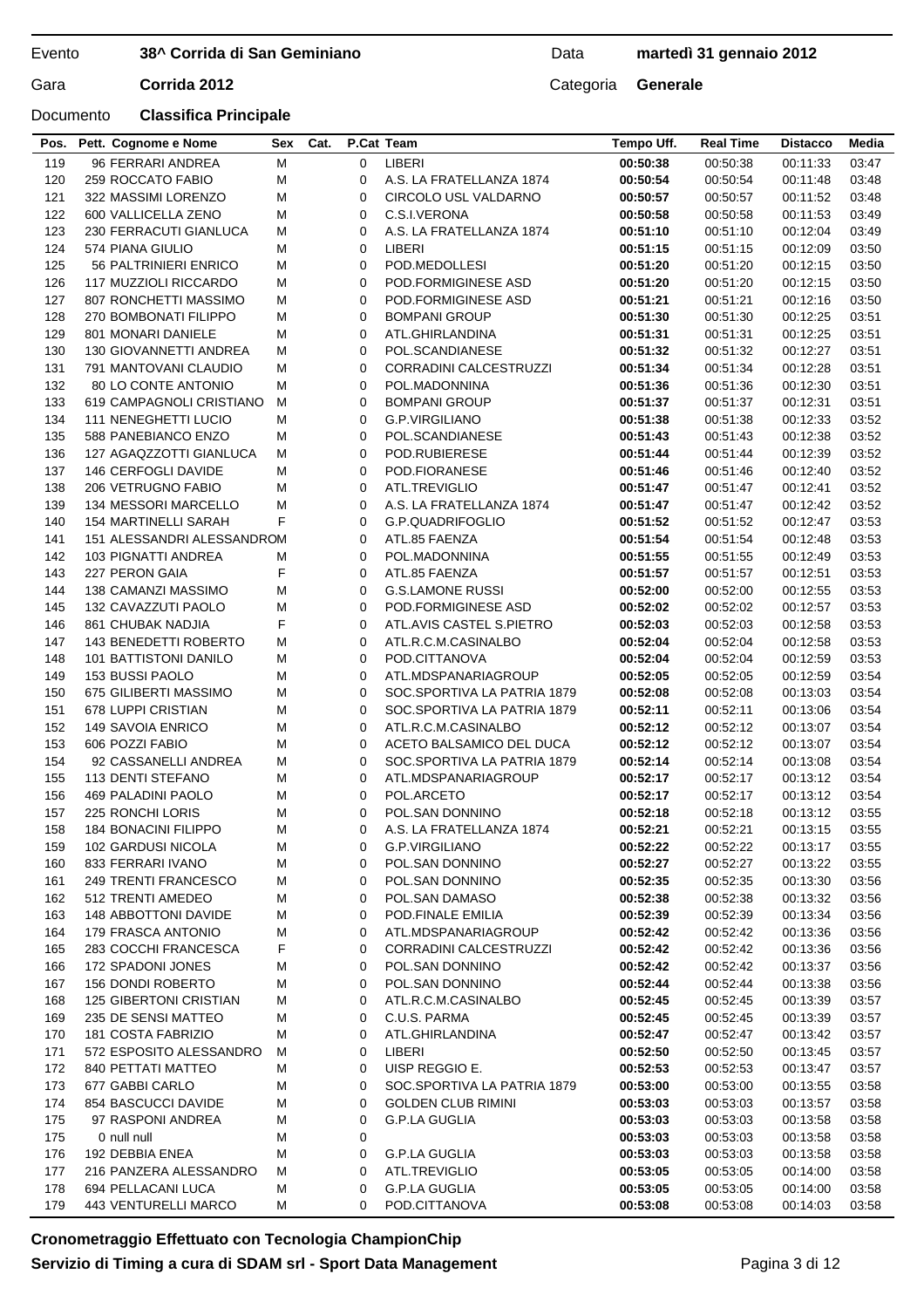| Evento | 38^ Corrida di San Geminiano | Data | martedì 31 gennaio 2012 |
|---|---|---|---|
| Gara | Corrida 2012 | Categoria | Generale |
| Documento | Classifica Principale | | |

| Pos. | Pett. | Cognome e Nome | Sex | Cat. | P.Cat | Team | Tempo Uff. | Real Time | Distacco | Media |
|---|---|---|---|---|---|---|---|---|---|---|
| 119 | 96 | FERRARI ANDREA | M | | 0 | LIBERI | **00:50:38** | 00:50:38 | 00:11:33 | 03:47 |
| 120 | 259 | ROCCATO FABIO | M | | 0 | A.S. LA FRATELLANZA 1874 | **00:50:54** | 00:50:54 | 00:11:48 | 03:48 |
| 121 | 322 | MASSIMI LORENZO | M | | 0 | CIRCOLO USL VALDARNO | **00:50:57** | 00:50:57 | 00:11:52 | 03:48 |
| 122 | 600 | VALLICELLA ZENO | M | | 0 | C.S.I.VERONA | **00:50:58** | 00:50:58 | 00:11:53 | 03:49 |
| 123 | 230 | FERRACUTI GIANLUCA | M | | 0 | A.S. LA FRATELLANZA 1874 | **00:51:10** | 00:51:10 | 00:12:04 | 03:49 |
| 124 | 574 | PIANA GIULIO | M | | 0 | LIBERI | **00:51:15** | 00:51:15 | 00:12:09 | 03:50 |
| 125 | 56 | PALTRINIERI ENRICO | M | | 0 | POD.MEDOLLESI | **00:51:20** | 00:51:20 | 00:12:15 | 03:50 |
| 126 | 117 | MUZZIOLI RICCARDO | M | | 0 | POD.FORMIGINESE ASD | **00:51:20** | 00:51:20 | 00:12:15 | 03:50 |
| 127 | 807 | RONCHETTI MASSIMO | M | | 0 | POD.FORMIGINESE ASD | **00:51:21** | 00:51:21 | 00:12:16 | 03:50 |
| 128 | 270 | BOMBONATI FILIPPO | M | | 0 | BOMPANI GROUP | **00:51:30** | 00:51:30 | 00:12:25 | 03:51 |
| 129 | 801 | MONARI DANIELE | M | | 0 | ATL.GHIRLANDINA | **00:51:31** | 00:51:31 | 00:12:25 | 03:51 |
| 130 | 130 | GIOVANNETTI ANDREA | M | | 0 | POL.SCANDIANESE | **00:51:32** | 00:51:32 | 00:12:27 | 03:51 |
| 131 | 791 | MANTOVANI CLAUDIO | M | | 0 | CORRADINI CALCESTRUZZI | **00:51:34** | 00:51:34 | 00:12:28 | 03:51 |
| 132 | 80 | LO CONTE ANTONIO | M | | 0 | POL.MADONNINA | **00:51:36** | 00:51:36 | 00:12:30 | 03:51 |
| 133 | 619 | CAMPAGNOLI CRISTIANO | M | | 0 | BOMPANI GROUP | **00:51:37** | 00:51:37 | 00:12:31 | 03:51 |
| 134 | 111 | NENEGHETTI LUCIO | M | | 0 | G.P.VIRGILIANO | **00:51:38** | 00:51:38 | 00:12:33 | 03:52 |
| 135 | 588 | PANEBIANCO ENZO | M | | 0 | POL.SCANDIANESE | **00:51:43** | 00:51:43 | 00:12:38 | 03:52 |
| 136 | 127 | AGAQZZOTTI GIANLUCA | M | | 0 | POD.RUBIERESE | **00:51:44** | 00:51:44 | 00:12:39 | 03:52 |
| 137 | 146 | CERFOGLI DAVIDE | M | | 0 | POD.FIORANESE | **00:51:46** | 00:51:46 | 00:12:40 | 03:52 |
| 138 | 206 | VETRUGNO FABIO | M | | 0 | ATL.TREVIGLIO | **00:51:47** | 00:51:47 | 00:12:41 | 03:52 |
| 139 | 134 | MESSORI MARCELLO | M | | 0 | A.S. LA FRATELLANZA 1874 | **00:51:47** | 00:51:47 | 00:12:42 | 03:52 |
| 140 | 154 | MARTINELLI SARAH | F | | 0 | G.P.QUADRIFOGLIO | **00:51:52** | 00:51:52 | 00:12:47 | 03:53 |
| 141 | 151 | ALESSANDRI ALESSANDRO | M | | 0 | ATL.85 FAENZA | **00:51:54** | 00:51:54 | 00:12:48 | 03:53 |
| 142 | 103 | PIGNATTI ANDREA | M | | 0 | POL.MADONNINA | **00:51:55** | 00:51:55 | 00:12:49 | 03:53 |
| 143 | 227 | PERON GAIA | F | | 0 | ATL.85 FAENZA | **00:51:57** | 00:51:57 | 00:12:51 | 03:53 |
| 144 | 138 | CAMANZI MASSIMO | M | | 0 | G.S.LAMONE RUSSI | **00:52:00** | 00:52:00 | 00:12:55 | 03:53 |
| 145 | 132 | CAVAZZUTI PAOLO | M | | 0 | POD.FORMIGINESE ASD | **00:52:02** | 00:52:02 | 00:12:57 | 03:53 |
| 146 | 861 | CHUBAK NADJIA | F | | 0 | ATL.AVIS CASTEL S.PIETRO | **00:52:03** | 00:52:03 | 00:12:58 | 03:53 |
| 147 | 143 | BENEDETTI ROBERTO | M | | 0 | ATL.R.C.M.CASINALBO | **00:52:04** | 00:52:04 | 00:12:58 | 03:53 |
| 148 | 101 | BATTISTONI DANILO | M | | 0 | POD.CITTANOVA | **00:52:04** | 00:52:04 | 00:12:59 | 03:53 |
| 149 | 153 | BUSSI PAOLO | M | | 0 | ATL.MDSPANARIAGROUP | **00:52:05** | 00:52:05 | 00:12:59 | 03:54 |
| 150 | 675 | GILIBERTI MASSIMO | M | | 0 | SOC.SPORTIVA LA PATRIA 1879 | **00:52:08** | 00:52:08 | 00:13:03 | 03:54 |
| 151 | 678 | LUPPI CRISTIAN | M | | 0 | SOC.SPORTIVA LA PATRIA 1879 | **00:52:11** | 00:52:11 | 00:13:06 | 03:54 |
| 152 | 149 | SAVOIA ENRICO | M | | 0 | ATL.R.C.M.CASINALBO | **00:52:12** | 00:52:12 | 00:13:07 | 03:54 |
| 153 | 606 | POZZI FABIO | M | | 0 | ACETO BALSAMICO DEL DUCA | **00:52:12** | 00:52:12 | 00:13:07 | 03:54 |
| 154 | 92 | CASSANELLI ANDREA | M | | 0 | SOC.SPORTIVA LA PATRIA 1879 | **00:52:14** | 00:52:14 | 00:13:08 | 03:54 |
| 155 | 113 | DENTI STEFANO | M | | 0 | ATL.MDSPANARIAGROUP | **00:52:17** | 00:52:17 | 00:13:12 | 03:54 |
| 156 | 469 | PALADINI PAOLO | M | | 0 | POL.ARCETO | **00:52:17** | 00:52:17 | 00:13:12 | 03:54 |
| 157 | 225 | RONCHI LORIS | M | | 0 | POL.SAN DONNINO | **00:52:18** | 00:52:18 | 00:13:12 | 03:55 |
| 158 | 184 | BONACINI FILIPPO | M | | 0 | A.S. LA FRATELLANZA 1874 | **00:52:21** | 00:52:21 | 00:13:15 | 03:55 |
| 159 | 102 | GARDUSI NICOLA | M | | 0 | G.P.VIRGILIANO | **00:52:22** | 00:52:22 | 00:13:17 | 03:55 |
| 160 | 833 | FERRARI IVANO | M | | 0 | POL.SAN DONNINO | **00:52:27** | 00:52:27 | 00:13:22 | 03:55 |
| 161 | 249 | TRENTI FRANCESCO | M | | 0 | POL.SAN DONNINO | **00:52:35** | 00:52:35 | 00:13:30 | 03:56 |
| 162 | 512 | TRENTI AMEDEO | M | | 0 | POL.SAN DAMASO | **00:52:38** | 00:52:38 | 00:13:32 | 03:56 |
| 163 | 148 | ABBOTTONI DAVIDE | M | | 0 | POD.FINALE EMILIA | **00:52:39** | 00:52:39 | 00:13:34 | 03:56 |
| 164 | 179 | FRASCA ANTONIO | M | | 0 | ATL.MDSPANARIAGROUP | **00:52:42** | 00:52:42 | 00:13:36 | 03:56 |
| 165 | 283 | COCCHI FRANCESCA | F | | 0 | CORRADINI CALCESTRUZZI | **00:52:42** | 00:52:42 | 00:13:36 | 03:56 |
| 166 | 172 | SPADONI JONES | M | | 0 | POL.SAN DONNINO | **00:52:42** | 00:52:42 | 00:13:37 | 03:56 |
| 167 | 156 | DONDI ROBERTO | M | | 0 | POL.SAN DONNINO | **00:52:44** | 00:52:44 | 00:13:38 | 03:56 |
| 168 | 125 | GIBERTONI CRISTIAN | M | | 0 | ATL.R.C.M.CASINALBO | **00:52:45** | 00:52:45 | 00:13:39 | 03:57 |
| 169 | 235 | DE SENSI MATTEO | M | | 0 | C.U.S. PARMA | **00:52:45** | 00:52:45 | 00:13:39 | 03:57 |
| 170 | 181 | COSTA FABRIZIO | M | | 0 | ATL.GHIRLANDINA | **00:52:47** | 00:52:47 | 00:13:42 | 03:57 |
| 171 | 572 | ESPOSITO ALESSANDRO | M | | 0 | LIBERI | **00:52:50** | 00:52:50 | 00:13:45 | 03:57 |
| 172 | 840 | PETTATI MATTEO | M | | 0 | UISP REGGIO E. | **00:52:53** | 00:52:53 | 00:13:47 | 03:57 |
| 173 | 677 | GABBI CARLO | M | | 0 | SOC.SPORTIVA LA PATRIA 1879 | **00:53:00** | 00:53:00 | 00:13:55 | 03:58 |
| 174 | 854 | BASCUCCI DAVIDE | M | | 0 | GOLDEN CLUB RIMINI | **00:53:03** | 00:53:03 | 00:13:57 | 03:58 |
| 175 | 97 | RASPONI ANDREA | M | | 0 | G.P.LA GUGLIA | **00:53:03** | 00:53:03 | 00:13:58 | 03:58 |
| 175 | 0 | null null | M | | 0 | | **00:53:03** | 00:53:03 | 00:13:58 | 03:58 |
| 176 | 192 | DEBBIA ENEA | M | | 0 | G.P.LA GUGLIA | **00:53:03** | 00:53:03 | 00:13:58 | 03:58 |
| 177 | 216 | PANZERA ALESSANDRO | M | | 0 | ATL.TREVIGLIO | **00:53:05** | 00:53:05 | 00:14:00 | 03:58 |
| 178 | 694 | PELLACANI LUCA | M | | 0 | G.P.LA GUGLIA | **00:53:05** | 00:53:05 | 00:14:00 | 03:58 |
| 179 | 443 | VENTURELLI MARCO | M | | 0 | POD.CITTANOVA | **00:53:08** | 00:53:08 | 00:14:03 | 03:58 |

**Cronometraggio Effettuato con Tecnologia ChampionChip**

**Servizio di Timing a cura di SDAM srl - Sport Data Management**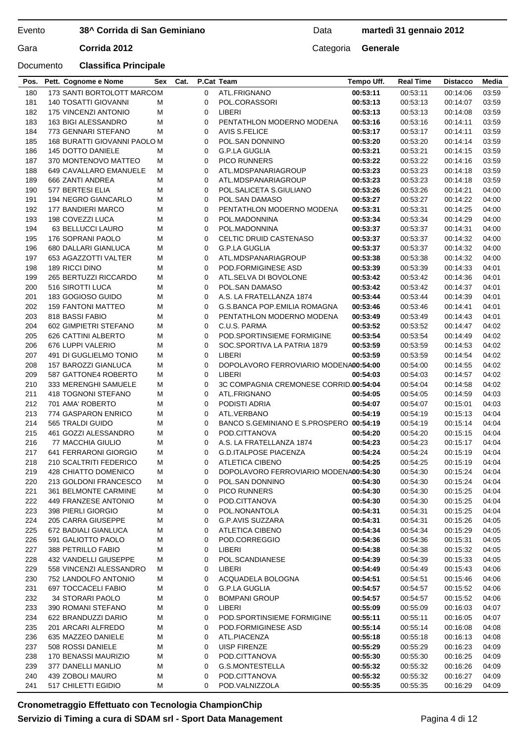Evento **38^ Corrida di San Geminiano** Data **martedì 31 gennaio 2012**

Gara **Corrida 2012** Categoria **Generale**

Documento **Classifica Principale**

| Pos. | Pett. | Cognome e Nome | Sex | Cat. | P.Cat | Team | Tempo Uff. | Real Time | Distacco | Media |
|---|---|---|---|---|---|---|---|---|---|---|
| 180 | 173 | SANTI BORTOLOTT MARCO | M | | 0 | ATL.FRIGNANO | **00:53:11** | 00:53:11 | 00:14:06 | 03:59 |
| 181 | 140 | TOSATTI GIOVANNI | M | | 0 | POL.CORASSORI | **00:53:13** | 00:53:13 | 00:14:07 | 03:59 |
| 182 | 175 | VINCENZI ANTONIO | M | | 0 | LIBERI | **00:53:13** | 00:53:13 | 00:14:08 | 03:59 |
| 183 | 163 | BIGI ALESSANDRO | M | | 0 | PENTATHLON MODERNO MODENA | **00:53:16** | 00:53:16 | 00:14:11 | 03:59 |
| 184 | 773 | GENNARI STEFANO | M | | 0 | AVIS S.FELICE | **00:53:17** | 00:53:17 | 00:14:11 | 03:59 |
| 185 | 168 | BURATTI GIOVANNI PAOLO | M | | 0 | POL.SAN DONNINO | **00:53:20** | 00:53:20 | 00:14:14 | 03:59 |
| 186 | 145 | DOTTO DANIELE | M | | 0 | G.P.LA GUGLIA | **00:53:21** | 00:53:21 | 00:14:15 | 03:59 |
| 187 | 370 | MONTENOVO MATTEO | M | | 0 | PICO RUNNERS | **00:53:22** | 00:53:22 | 00:14:16 | 03:59 |
| 188 | 649 | CAVALLARO EMANUELE | M | | 0 | ATL.MDSPANARIAGROUP | **00:53:23** | 00:53:23 | 00:14:18 | 03:59 |
| 189 | 666 | ZANTI ANDREA | M | | 0 | ATL.MDSPANARIAGROUP | **00:53:23** | 00:53:23 | 00:14:18 | 03:59 |
| 190 | 577 | BERTESI ELIA | M | | 0 | POL.SALICETA S.GIULIANO | **00:53:26** | 00:53:26 | 00:14:21 | 04:00 |
| 191 | 194 | NEGRO GIANCARLO | M | | 0 | POL.SAN DAMASO | **00:53:27** | 00:53:27 | 00:14:22 | 04:00 |
| 192 | 177 | BANDIERI MARCO | M | | 0 | PENTATHLON MODERNO MODENA | **00:53:31** | 00:53:31 | 00:14:25 | 04:00 |
| 193 | 198 | COVEZZI LUCA | M | | 0 | POL.MADONNINA | **00:53:34** | 00:53:34 | 00:14:29 | 04:00 |
| 194 | 63 | BELLUCCI LAURO | M | | 0 | POL.MADONNINA | **00:53:37** | 00:53:37 | 00:14:31 | 04:00 |
| 195 | 176 | SOPRANI PAOLO | M | | 0 | CELTIC DRUID CASTENASO | **00:53:37** | 00:53:37 | 00:14:32 | 04:00 |
| 196 | 680 | DALLARI GIANLUCA | M | | 0 | G.P.LA GUGLIA | **00:53:37** | 00:53:37 | 00:14:32 | 04:00 |
| 197 | 653 | AGAZZOTTI VALTER | M | | 0 | ATL.MDSPANARIAGROUP | **00:53:38** | 00:53:38 | 00:14:32 | 04:00 |
| 198 | 189 | RICCI DINO | M | | 0 | POD.FORMIGINESE ASD | **00:53:39** | 00:53:39 | 00:14:33 | 04:01 |
| 199 | 265 | BERTUZZI RICCARDO | M | | 0 | ATL.SELVA DI BOVOLONE | **00:53:42** | 00:53:42 | 00:14:36 | 04:01 |
| 200 | 516 | SIROTTI LUCA | M | | 0 | POL.SAN DAMASO | **00:53:42** | 00:53:42 | 00:14:37 | 04:01 |
| 201 | 183 | GOGIOSO GUIDO | M | | 0 | A.S. LA FRATELLANZA 1874 | **00:53:44** | 00:53:44 | 00:14:39 | 04:01 |
| 202 | 159 | FANTONI MATTEO | M | | 0 | G.S.BANCA POP.EMILIA ROMAGNA | **00:53:46** | 00:53:46 | 00:14:41 | 04:01 |
| 203 | 818 | BASSI FABIO | M | | 0 | PENTATHLON MODERNO MODENA | **00:53:49** | 00:53:49 | 00:14:43 | 04:01 |
| 204 | 602 | GIMPIETRI STEFANO | M | | 0 | C.U.S. PARMA | **00:53:52** | 00:53:52 | 00:14:47 | 04:02 |
| 205 | 626 | CATTINI ALBERTO | M | | 0 | POD.SPORTINSIEME FORMIGINE | **00:53:54** | 00:53:54 | 00:14:49 | 04:02 |
| 206 | 676 | LUPPI VALERIO | M | | 0 | SOC.SPORTIVA LA PATRIA 1879 | **00:53:59** | 00:53:59 | 00:14:53 | 04:02 |
| 207 | 491 | DI GUGLIELMO TONIO | M | | 0 | LIBERI | **00:53:59** | 00:53:59 | 00:14:54 | 04:02 |
| 208 | 157 | BAROZZI GIANLUCA | M | | 0 | DOPOLAVORO FERROVIARIO MODENA | **00:54:00** | 00:54:00 | 00:14:55 | 04:02 |
| 209 | 587 | GATTONE4 ROBERTO | M | | 0 | LIBERI | **00:54:03** | 00:54:03 | 00:14:57 | 04:02 |
| 210 | 333 | MERENGHI SAMUELE | M | | 0 | 3C COMPAGNIA CREMONESE CORRID. | **00:54:04** | 00:54:04 | 00:14:58 | 04:02 |
| 211 | 418 | TOGNONI STEFANO | M | | 0 | ATL.FRIGNANO | **00:54:05** | 00:54:05 | 00:14:59 | 04:03 |
| 212 | 701 | AMA' ROBERTO | M | | 0 | PODISTI ADRIA | **00:54:07** | 00:54:07 | 00:15:01 | 04:03 |
| 213 | 774 | GASPARON ENRICO | M | | 0 | ATL.VERBANO | **00:54:19** | 00:54:19 | 00:15:13 | 04:04 |
| 214 | 565 | TRALDI GUIDO | M | | 0 | BANCO S.GEMINIANO E S.PROSPERO | **00:54:19** | 00:54:19 | 00:15:14 | 04:04 |
| 215 | 461 | GOZZI ALESSANDRO | M | | 0 | POD.CITTANOVA | **00:54:20** | 00:54:20 | 00:15:15 | 04:04 |
| 216 | 77 | MACCHIA GIULIO | M | | 0 | A.S. LA FRATELLANZA 1874 | **00:54:23** | 00:54:23 | 00:15:17 | 04:04 |
| 217 | 641 | FERRARONI GIORGIO | M | | 0 | G.D.ITALPOSE PIACENZA | **00:54:24** | 00:54:24 | 00:15:19 | 04:04 |
| 218 | 210 | SCALTRITI FEDERICO | M | | 0 | ATLETICA CIBENO | **00:54:25** | 00:54:25 | 00:15:19 | 04:04 |
| 219 | 428 | CHIATTO DOMENICO | M | | 0 | DOPOLAVORO FERROVIARIO MODENA | **00:54:30** | 00:54:30 | 00:15:24 | 04:04 |
| 220 | 213 | GOLDONI FRANCESCO | M | | 0 | POL.SAN DONNINO | **00:54:30** | 00:54:30 | 00:15:24 | 04:04 |
| 221 | 361 | BELMONTE CARMINE | M | | 0 | PICO RUNNERS | **00:54:30** | 00:54:30 | 00:15:25 | 04:04 |
| 222 | 449 | FRANZESE ANTONIO | M | | 0 | POD.CITTANOVA | **00:54:30** | 00:54:30 | 00:15:25 | 04:04 |
| 223 | 398 | PIERLI GIORGIO | M | | 0 | POL.NONANTOLA | **00:54:31** | 00:54:31 | 00:15:25 | 04:04 |
| 224 | 205 | CARRA GIUSEPPE | M | | 0 | G.P.AVIS SUZZARA | **00:54:31** | 00:54:31 | 00:15:26 | 04:05 |
| 225 | 672 | BADIALI GIANLUCA | M | | 0 | ATLETICA CIBENO | **00:54:34** | 00:54:34 | 00:15:29 | 04:05 |
| 226 | 591 | GALIOTTO PAOLO | M | | 0 | POD.CORREGGIO | **00:54:36** | 00:54:36 | 00:15:31 | 04:05 |
| 227 | 388 | PETRILLO FABIO | M | | 0 | LIBERI | **00:54:38** | 00:54:38 | 00:15:32 | 04:05 |
| 228 | 432 | VANDELLI GIUSEPPE | M | | 0 | POL.SCANDIANESE | **00:54:39** | 00:54:39 | 00:15:33 | 04:05 |
| 229 | 558 | VINCENZI ALESSANDRO | M | | 0 | LIBERI | **00:54:49** | 00:54:49 | 00:15:43 | 04:06 |
| 230 | 752 | LANDOLFO ANTONIO | M | | 0 | ACQUADELA BOLOGNA | **00:54:51** | 00:54:51 | 00:15:46 | 04:06 |
| 231 | 697 | TOCCACELI FABIO | M | | 0 | G.P.LA GUGLIA | **00:54:57** | 00:54:57 | 00:15:52 | 04:06 |
| 232 | 34 | STORARI PAOLO | M | | 0 | BOMPANI GROUP | **00:54:57** | 00:54:57 | 00:15:52 | 04:06 |
| 233 | 390 | ROMANI STEFANO | M | | 0 | LIBERI | **00:55:09** | 00:55:09 | 00:16:03 | 04:07 |
| 234 | 622 | BRANDUZZI DARIO | M | | 0 | POD.SPORTINSIEME FORMIGINE | **00:55:11** | 00:55:11 | 00:16:05 | 04:07 |
| 235 | 201 | ARCARI ALFREDO | M | | 0 | POD.FORMIGINESE ASD | **00:55:14** | 00:55:14 | 00:16:08 | 04:08 |
| 236 | 635 | MAZZEO DANIELE | M | | 0 | ATL.PIACENZA | **00:55:18** | 00:55:18 | 00:16:13 | 04:08 |
| 237 | 508 | ROSSI DANIELE | M | | 0 | UISP FIRENZE | **00:55:29** | 00:55:29 | 00:16:23 | 04:09 |
| 238 | 170 | BENASSI MAURIZIO | M | | 0 | POD.CITTANOVA | **00:55:30** | 00:55:30 | 00:16:25 | 04:09 |
| 239 | 377 | DANELLI MANLIO | M | | 0 | G.S.MONTESTELLA | **00:55:32** | 00:55:32 | 00:16:26 | 04:09 |
| 240 | 439 | ZOBOLI MAURO | M | | 0 | POD.CITTANOVA | **00:55:32** | 00:55:32 | 00:16:27 | 04:09 |
| 241 | 517 | CHILETTI EGIDIO | M | | 0 | POD.VALNIZZOLA | **00:55:35** | 00:55:35 | 00:16:29 | 04:09 |

**Cronometraggio Effettuato con Tecnologia ChampionChip**

**Servizio di Timing a cura di SDAM srl - Sport Data Management**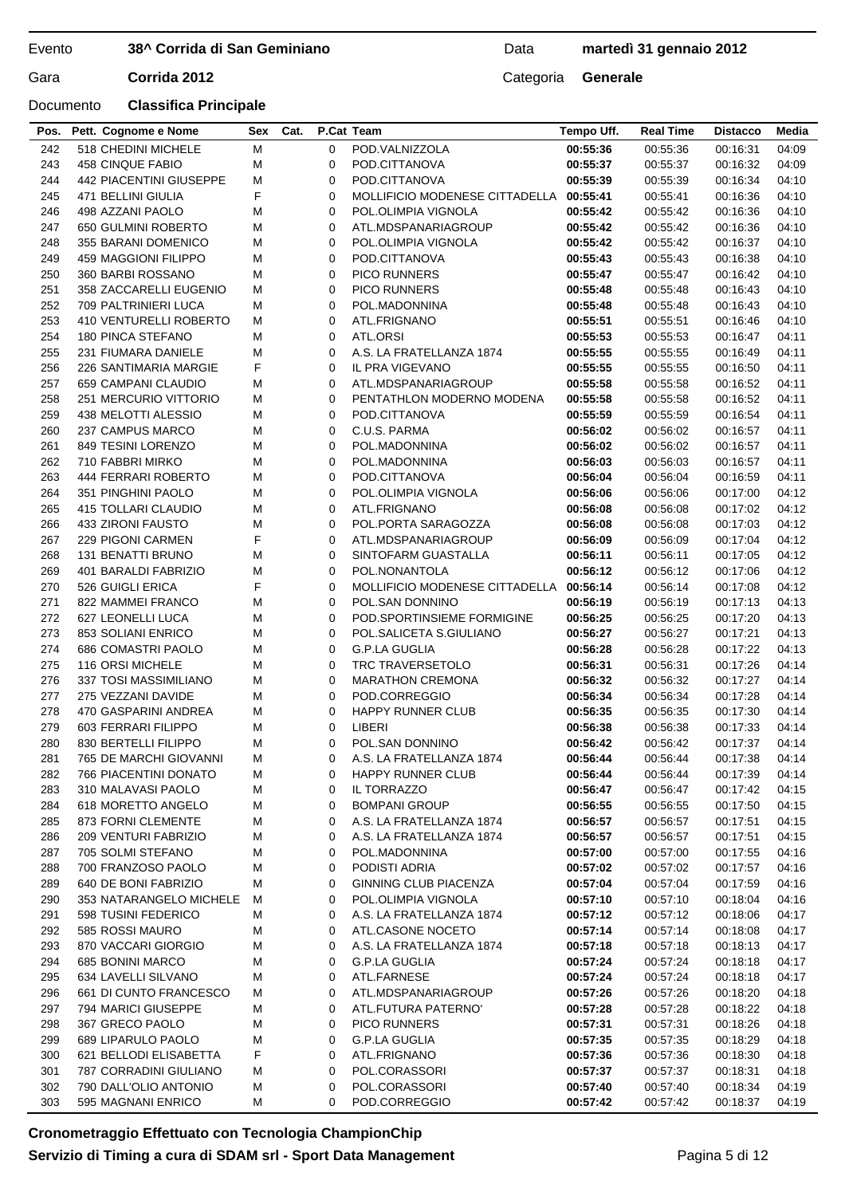Evento **38^ Corrida di San Geminiano** Data **martedì 31 gennaio 2012**

Gara **Corrida 2012** Categoria **Generale**

Documento **Classifica Principale**

| Pos. | Pett. | Cognome e Nome | Sex | Cat. | P.Cat | Team | Tempo Uff. | Real Time | Distacco | Media |
|---|---|---|---|---|---|---|---|---|---|---|
| 242 | 518 | CHEDINI MICHELE | M | | 0 | POD.VALNIZZOLA | **00:55:36** | 00:55:36 | 00:16:31 | 04:09 |
| 243 | 458 | CINQUE FABIO | M | | 0 | POD.CITTANOVA | **00:55:37** | 00:55:37 | 00:16:32 | 04:09 |
| 244 | 442 | PIACENTINI GIUSEPPE | M | | 0 | POD.CITTANOVA | **00:55:39** | 00:55:39 | 00:16:34 | 04:10 |
| 245 | 471 | BELLINI GIULIA | F | | 0 | MOLLIFICIO MODENESE CITTADELLA | **00:55:41** | 00:55:41 | 00:16:36 | 04:10 |
| 246 | 498 | AZZANI PAOLO | M | | 0 | POL.OLIMPIA VIGNOLA | **00:55:42** | 00:55:42 | 00:16:36 | 04:10 |
| 247 | 650 | GULMINI ROBERTO | M | | 0 | ATL.MDSPANARIAGROUP | **00:55:42** | 00:55:42 | 00:16:36 | 04:10 |
| 248 | 355 | BARANI DOMENICO | M | | 0 | POL.OLIMPIA VIGNOLA | **00:55:42** | 00:55:42 | 00:16:37 | 04:10 |
| 249 | 459 | MAGGIONI FILIPPO | M | | 0 | POD.CITTANOVA | **00:55:43** | 00:55:43 | 00:16:38 | 04:10 |
| 250 | 360 | BARBI ROSSANO | M | | 0 | PICO RUNNERS | **00:55:47** | 00:55:47 | 00:16:42 | 04:10 |
| 251 | 358 | ZACCARELLI EUGENIO | M | | 0 | PICO RUNNERS | **00:55:48** | 00:55:48 | 00:16:43 | 04:10 |
| 252 | 709 | PALTRINIERI LUCA | M | | 0 | POL.MADONNINA | **00:55:48** | 00:55:48 | 00:16:43 | 04:10 |
| 253 | 410 | VENTURELLI ROBERTO | M | | 0 | ATL.FRIGNANO | **00:55:51** | 00:55:51 | 00:16:46 | 04:10 |
| 254 | 180 | PINCA STEFANO | M | | 0 | ATL.ORSI | **00:55:53** | 00:55:53 | 00:16:47 | 04:11 |
| 255 | 231 | FIUMARA DANIELE | M | | 0 | A.S. LA FRATELLANZA 1874 | **00:55:55** | 00:55:55 | 00:16:49 | 04:11 |
| 256 | 226 | SANTIMARIA MARGIE | F | | 0 | IL PRA VIGEVANO | **00:55:55** | 00:55:55 | 00:16:50 | 04:11 |
| 257 | 659 | CAMPANI CLAUDIO | M | | 0 | ATL.MDSPANARIAGROUP | **00:55:58** | 00:55:58 | 00:16:52 | 04:11 |
| 258 | 251 | MERCURIO VITTORIO | M | | 0 | PENTATHLON MODERNO MODENA | **00:55:58** | 00:55:58 | 00:16:52 | 04:11 |
| 259 | 438 | MELOTTI ALESSIO | M | | 0 | POD.CITTANOVA | **00:55:59** | 00:55:59 | 00:16:54 | 04:11 |
| 260 | 237 | CAMPUS MARCO | M | | 0 | C.U.S. PARMA | **00:56:02** | 00:56:02 | 00:16:57 | 04:11 |
| 261 | 849 | TESINI LORENZO | M | | 0 | POL.MADONNINA | **00:56:02** | 00:56:02 | 00:16:57 | 04:11 |
| 262 | 710 | FABBRI MIRKO | M | | 0 | POL.MADONNINA | **00:56:03** | 00:56:03 | 00:16:57 | 04:11 |
| 263 | 444 | FERRARI ROBERTO | M | | 0 | POD.CITTANOVA | **00:56:04** | 00:56:04 | 00:16:59 | 04:11 |
| 264 | 351 | PINGHINI PAOLO | M | | 0 | POL.OLIMPIA VIGNOLA | **00:56:06** | 00:56:06 | 00:17:00 | 04:12 |
| 265 | 415 | TOLLARI CLAUDIO | M | | 0 | ATL.FRIGNANO | **00:56:08** | 00:56:08 | 00:17:02 | 04:12 |
| 266 | 433 | ZIRONI FAUSTO | M | | 0 | POL.PORTA SARAGOZZA | **00:56:08** | 00:56:08 | 00:17:03 | 04:12 |
| 267 | 229 | PIGONI CARMEN | F | | 0 | ATL.MDSPANARIAGROUP | **00:56:09** | 00:56:09 | 00:17:04 | 04:12 |
| 268 | 131 | BENATTI BRUNO | M | | 0 | SINTOFARM GUASTALLA | **00:56:11** | 00:56:11 | 00:17:05 | 04:12 |
| 269 | 401 | BARALDI FABRIZIO | M | | 0 | POL.NONANTOLA | **00:56:12** | 00:56:12 | 00:17:06 | 04:12 |
| 270 | 526 | GUIGLI ERICA | F | | 0 | MOLLIFICIO MODENESE CITTADELLA | **00:56:14** | 00:56:14 | 00:17:08 | 04:12 |
| 271 | 822 | MAMMEI FRANCO | M | | 0 | POL.SAN DONNINO | **00:56:19** | 00:56:19 | 00:17:13 | 04:13 |
| 272 | 627 | LEONELLI LUCA | M | | 0 | POD.SPORTINSIEME FORMIGINE | **00:56:25** | 00:56:25 | 00:17:20 | 04:13 |
| 273 | 853 | SOLIANI ENRICO | M | | 0 | POL.SALICETA S.GIULIANO | **00:56:27** | 00:56:27 | 00:17:21 | 04:13 |
| 274 | 686 | COMASTRI PAOLO | M | | 0 | G.P.LA GUGLIA | **00:56:28** | 00:56:28 | 00:17:22 | 04:13 |
| 275 | 116 | ORSI MICHELE | M | | 0 | TRC TRAVERSETOLO | **00:56:31** | 00:56:31 | 00:17:26 | 04:14 |
| 276 | 337 | TOSI MASSIMILIANO | M | | 0 | MARATHON CREMONA | **00:56:32** | 00:56:32 | 00:17:27 | 04:14 |
| 277 | 275 | VEZZANI DAVIDE | M | | 0 | POD.CORREGGIO | **00:56:34** | 00:56:34 | 00:17:28 | 04:14 |
| 278 | 470 | GASPARINI ANDREA | M | | 0 | HAPPY RUNNER CLUB | **00:56:35** | 00:56:35 | 00:17:30 | 04:14 |
| 279 | 603 | FERRARI FILIPPO | M | | 0 | LIBERI | **00:56:38** | 00:56:38 | 00:17:33 | 04:14 |
| 280 | 830 | BERTELLI FILIPPO | M | | 0 | POL.SAN DONNINO | **00:56:42** | 00:56:42 | 00:17:37 | 04:14 |
| 281 | 765 | DE MARCHI GIOVANNI | M | | 0 | A.S. LA FRATELLANZA 1874 | **00:56:44** | 00:56:44 | 00:17:38 | 04:14 |
| 282 | 766 | PIACENTINI DONATO | M | | 0 | HAPPY RUNNER CLUB | **00:56:44** | 00:56:44 | 00:17:39 | 04:14 |
| 283 | 310 | MALAVASI PAOLO | M | | 0 | IL TORRAZZO | **00:56:47** | 00:56:47 | 00:17:42 | 04:15 |
| 284 | 618 | MORETTO ANGELO | M | | 0 | BOMPANI GROUP | **00:56:55** | 00:56:55 | 00:17:50 | 04:15 |
| 285 | 873 | FORNI CLEMENTE | M | | 0 | A.S. LA FRATELLANZA 1874 | **00:56:57** | 00:56:57 | 00:17:51 | 04:15 |
| 286 | 209 | VENTURI FABRIZIO | M | | 0 | A.S. LA FRATELLANZA 1874 | **00:56:57** | 00:56:57 | 00:17:51 | 04:15 |
| 287 | 705 | SOLMI STEFANO | M | | 0 | POL.MADONNINA | **00:57:00** | 00:57:00 | 00:17:55 | 04:16 |
| 288 | 700 | FRANZOSO PAOLO | M | | 0 | PODISTI ADRIA | **00:57:02** | 00:57:02 | 00:17:57 | 04:16 |
| 289 | 640 | DE BONI FABRIZIO | M | | 0 | GINNING CLUB PIACENZA | **00:57:04** | 00:57:04 | 00:17:59 | 04:16 |
| 290 | 353 | NATARANGELO MICHELE | M | | 0 | POL.OLIMPIA VIGNOLA | **00:57:10** | 00:57:10 | 00:18:04 | 04:16 |
| 291 | 598 | TUSINI FEDERICO | M | | 0 | A.S. LA FRATELLANZA 1874 | **00:57:12** | 00:57:12 | 00:18:06 | 04:17 |
| 292 | 585 | ROSSI MAURO | M | | 0 | ATL.CASONE NOCETO | **00:57:14** | 00:57:14 | 00:18:08 | 04:17 |
| 293 | 870 | VACCARI GIORGIO | M | | 0 | A.S. LA FRATELLANZA 1874 | **00:57:18** | 00:57:18 | 00:18:13 | 04:17 |
| 294 | 685 | BONINI MARCO | M | | 0 | G.P.LA GUGLIA | **00:57:24** | 00:57:24 | 00:18:18 | 04:17 |
| 295 | 634 | LAVELLI SILVANO | M | | 0 | ATL.FARNESE | **00:57:24** | 00:57:24 | 00:18:18 | 04:17 |
| 296 | 661 | DI CUNTO FRANCESCO | M | | 0 | ATL.MDSPANARIAGROUP | **00:57:26** | 00:57:26 | 00:18:20 | 04:18 |
| 297 | 794 | MARICI GIUSEPPE | M | | 0 | ATL.FUTURA PATERNO' | **00:57:28** | 00:57:28 | 00:18:22 | 04:18 |
| 298 | 367 | GRECO PAOLO | M | | 0 | PICO RUNNERS | **00:57:31** | 00:57:31 | 00:18:26 | 04:18 |
| 299 | 689 | LIPARULO PAOLO | M | | 0 | G.P.LA GUGLIA | **00:57:35** | 00:57:35 | 00:18:29 | 04:18 |
| 300 | 621 | BELLODI ELISABETTA | F | | 0 | ATL.FRIGNANO | **00:57:36** | 00:57:36 | 00:18:30 | 04:18 |
| 301 | 787 | CORRADINI GIULIANO | M | | 0 | POL.CORASSORI | **00:57:37** | 00:57:37 | 00:18:31 | 04:18 |
| 302 | 790 | DALL'OLIO ANTONIO | M | | 0 | POL.CORASSORI | **00:57:40** | 00:57:40 | 00:18:34 | 04:19 |
| 303 | 595 | MAGNANI ENRICO | M | | 0 | POD.CORREGGIO | **00:57:42** | 00:57:42 | 00:18:37 | 04:19 |

**Cronometraggio Effettuato con Tecnologia ChampionChip**

**Servizio di Timing a cura di SDAM srl - Sport Data Management**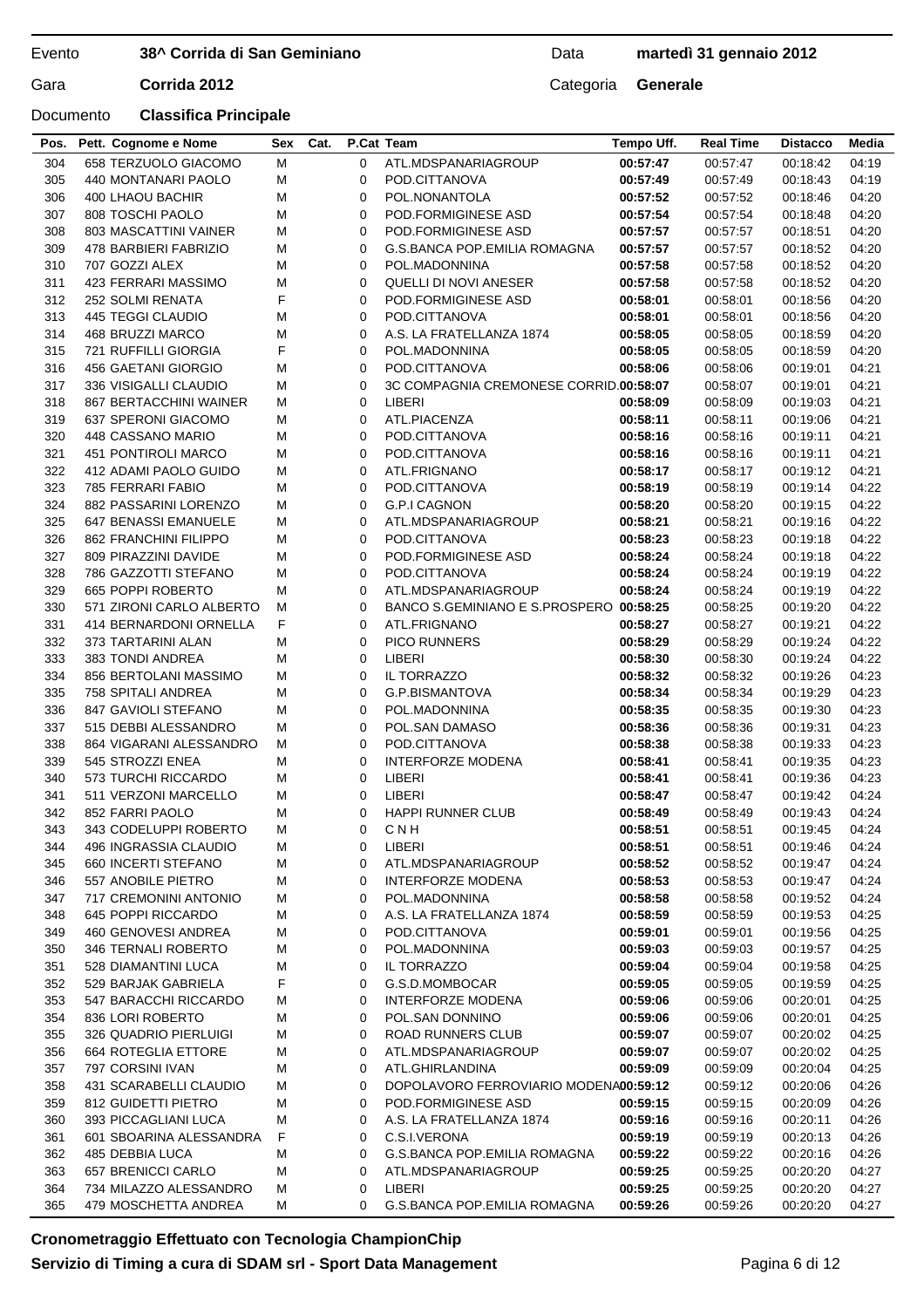Evento **38^ Corrida di San Geminiano** Data **martedì 31 gennaio 2012**

Gara **Corrida 2012** Categoria **Generale**

Documento **Classifica Principale**

| Pos. | Pett. | Cognome e Nome | Sex | Cat. | P.Cat | Team | Tempo Uff. | Real Time | Distacco | Media |
|---|---|---|---|---|---|---|---|---|---|---|
| 304 | 658 | TERZUOLO GIACOMO | M | | 0 | ATL.MDSPANARIAGROUP | **00:57:47** | 00:57:47 | 00:18:42 | 04:19 |
| 305 | 440 | MONTANARI PAOLO | M | | 0 | POD.CITTANOVA | **00:57:49** | 00:57:49 | 00:18:43 | 04:19 |
| 306 | 400 | LHAOU BACHIR | M | | 0 | POL.NONANTOLA | **00:57:52** | 00:57:52 | 00:18:46 | 04:20 |
| 307 | 808 | TOSCHI PAOLO | M | | 0 | POD.FORMIGINESE ASD | **00:57:54** | 00:57:54 | 00:18:48 | 04:20 |
| 308 | 803 | MASCATTINI VAINER | M | | 0 | POD.FORMIGINESE ASD | **00:57:57** | 00:57:57 | 00:18:51 | 04:20 |
| 309 | 478 | BARBIERI FABRIZIO | M | | 0 | G.S.BANCA POP.EMILIA ROMAGNA | **00:57:57** | 00:57:57 | 00:18:52 | 04:20 |
| 310 | 707 | GOZZI ALEX | M | | 0 | POL.MADONNINA | **00:57:58** | 00:57:58 | 00:18:52 | 04:20 |
| 311 | 423 | FERRARI MASSIMO | M | | 0 | QUELLI DI NOVI ANESER | **00:57:58** | 00:57:58 | 00:18:52 | 04:20 |
| 312 | 252 | SOLMI RENATA | F | | 0 | POD.FORMIGINESE ASD | **00:58:01** | 00:58:01 | 00:18:56 | 04:20 |
| 313 | 445 | TEGGI CLAUDIO | M | | 0 | POD.CITTANOVA | **00:58:01** | 00:58:01 | 00:18:56 | 04:20 |
| 314 | 468 | BRUZZI MARCO | M | | 0 | A.S. LA FRATELLANZA 1874 | **00:58:05** | 00:58:05 | 00:18:59 | 04:20 |
| 315 | 721 | RUFFILLI GIORGIA | F | | 0 | POL.MADONNINA | **00:58:05** | 00:58:05 | 00:18:59 | 04:20 |
| 316 | 456 | GAETANI GIORGIO | M | | 0 | POD.CITTANOVA | **00:58:06** | 00:58:06 | 00:19:01 | 04:21 |
| 317 | 336 | VISIGALLI CLAUDIO | M | | 0 | 3C COMPAGNIA CREMONESE CORRID. | **00:58:07** | 00:58:07 | 00:19:01 | 04:21 |
| 318 | 867 | BERTACCHINI WAINER | M | | 0 | LIBERI | **00:58:09** | 00:58:09 | 00:19:03 | 04:21 |
| 319 | 637 | SPERONI GIACOMO | M | | 0 | ATL.PIACENZA | **00:58:11** | 00:58:11 | 00:19:06 | 04:21 |
| 320 | 448 | CASSANO MARIO | M | | 0 | POD.CITTANOVA | **00:58:16** | 00:58:16 | 00:19:11 | 04:21 |
| 321 | 451 | PONTIROLI MARCO | M | | 0 | POD.CITTANOVA | **00:58:16** | 00:58:16 | 00:19:11 | 04:21 |
| 322 | 412 | ADAMI PAOLO GUIDO | M | | 0 | ATL.FRIGNANO | **00:58:17** | 00:58:17 | 00:19:12 | 04:21 |
| 323 | 785 | FERRARI FABIO | M | | 0 | POD.CITTANOVA | **00:58:19** | 00:58:19 | 00:19:14 | 04:22 |
| 324 | 882 | PASSARINI LORENZO | M | | 0 | G.P.I CAGNON | **00:58:20** | 00:58:20 | 00:19:15 | 04:22 |
| 325 | 647 | BENASSI EMANUELE | M | | 0 | ATL.MDSPANARIAGROUP | **00:58:21** | 00:58:21 | 00:19:16 | 04:22 |
| 326 | 862 | FRANCHINI FILIPPO | M | | 0 | POD.CITTANOVA | **00:58:23** | 00:58:23 | 00:19:18 | 04:22 |
| 327 | 809 | PIRAZZINI DAVIDE | M | | 0 | POD.FORMIGINESE ASD | **00:58:24** | 00:58:24 | 00:19:18 | 04:22 |
| 328 | 786 | GAZZOTTI STEFANO | M | | 0 | POD.CITTANOVA | **00:58:24** | 00:58:24 | 00:19:19 | 04:22 |
| 329 | 665 | POPPI ROBERTO | M | | 0 | ATL.MDSPANARIAGROUP | **00:58:24** | 00:58:24 | 00:19:19 | 04:22 |
| 330 | 571 | ZIRONI CARLO ALBERTO | M | | 0 | BANCO S.GEMINIANO E S.PROSPERO | **00:58:25** | 00:58:25 | 00:19:20 | 04:22 |
| 331 | 414 | BERNARDONI ORNELLA | F | | 0 | ATL.FRIGNANO | **00:58:27** | 00:58:27 | 00:19:21 | 04:22 |
| 332 | 373 | TARTARINI ALAN | M | | 0 | PICO RUNNERS | **00:58:29** | 00:58:29 | 00:19:24 | 04:22 |
| 333 | 383 | TONDI ANDREA | M | | 0 | LIBERI | **00:58:30** | 00:58:30 | 00:19:24 | 04:22 |
| 334 | 856 | BERTOLANI MASSIMO | M | | 0 | IL TORRAZZO | **00:58:32** | 00:58:32 | 00:19:26 | 04:23 |
| 335 | 758 | SPITALI ANDREA | M | | 0 | G.P.BISMANTOVA | **00:58:34** | 00:58:34 | 00:19:29 | 04:23 |
| 336 | 847 | GAVIOLI STEFANO | M | | 0 | POL.MADONNINA | **00:58:35** | 00:58:35 | 00:19:30 | 04:23 |
| 337 | 515 | DEBBI ALESSANDRO | M | | 0 | POL.SAN DAMASO | **00:58:36** | 00:58:36 | 00:19:31 | 04:23 |
| 338 | 864 | VIGARANI ALESSANDRO | M | | 0 | POD.CITTANOVA | **00:58:38** | 00:58:38 | 00:19:33 | 04:23 |
| 339 | 545 | STROZZI ENEA | M | | 0 | INTERFORZE MODENA | **00:58:41** | 00:58:41 | 00:19:35 | 04:23 |
| 340 | 573 | TURCHI RICCARDO | M | | 0 | LIBERI | **00:58:41** | 00:58:41 | 00:19:36 | 04:23 |
| 341 | 511 | VERZONI MARCELLO | M | | 0 | LIBERI | **00:58:47** | 00:58:47 | 00:19:42 | 04:24 |
| 342 | 852 | FARRI PAOLO | M | | 0 | HAPPI RUNNER CLUB | **00:58:49** | 00:58:49 | 00:19:43 | 04:24 |
| 343 | 343 | CODELUPPI ROBERTO | M | | 0 | C N H | **00:58:51** | 00:58:51 | 00:19:45 | 04:24 |
| 344 | 496 | INGRASSIA CLAUDIO | M | | 0 | LIBERI | **00:58:51** | 00:58:51 | 00:19:46 | 04:24 |
| 345 | 660 | INCERTI STEFANO | M | | 0 | ATL.MDSPANARIAGROUP | **00:58:52** | 00:58:52 | 00:19:47 | 04:24 |
| 346 | 557 | ANOBILE PIETRO | M | | 0 | INTERFORZE MODENA | **00:58:53** | 00:58:53 | 00:19:47 | 04:24 |
| 347 | 717 | CREMONINI ANTONIO | M | | 0 | POL.MADONNINA | **00:58:58** | 00:58:58 | 00:19:52 | 04:24 |
| 348 | 645 | POPPI RICCARDO | M | | 0 | A.S. LA FRATELLANZA 1874 | **00:58:59** | 00:58:59 | 00:19:53 | 04:25 |
| 349 | 460 | GENOVESI ANDREA | M | | 0 | POD.CITTANOVA | **00:59:01** | 00:59:01 | 00:19:56 | 04:25 |
| 350 | 346 | TERNALI ROBERTO | M | | 0 | POL.MADONNINA | **00:59:03** | 00:59:03 | 00:19:57 | 04:25 |
| 351 | 528 | DIAMANTINI LUCA | M | | 0 | IL TORRAZZO | **00:59:04** | 00:59:04 | 00:19:58 | 04:25 |
| 352 | 529 | BARJAK GABRIELA | F | | 0 | G.S.D.MOMBOCAR | **00:59:05** | 00:59:05 | 00:19:59 | 04:25 |
| 353 | 547 | BARACCHI RICCARDO | M | | 0 | INTERFORZE MODENA | **00:59:06** | 00:59:06 | 00:20:01 | 04:25 |
| 354 | 836 | LORI ROBERTO | M | | 0 | POL.SAN DONNINO | **00:59:06** | 00:59:06 | 00:20:01 | 04:25 |
| 355 | 326 | QUADRIO PIERLUIGI | M | | 0 | ROAD RUNNERS CLUB | **00:59:07** | 00:59:07 | 00:20:02 | 04:25 |
| 356 | 664 | ROTEGLIA ETTORE | M | | 0 | ATL.MDSPANARIAGROUP | **00:59:07** | 00:59:07 | 00:20:02 | 04:25 |
| 357 | 797 | CORSINI IVAN | M | | 0 | ATL.GHIRLANDINA | **00:59:09** | 00:59:09 | 00:20:04 | 04:25 |
| 358 | 431 | SCARABELLI CLAUDIO | M | | 0 | DOPOLAVORO FERROVIARIO MODENA | **00:59:12** | 00:59:12 | 00:20:06 | 04:26 |
| 359 | 812 | GUIDETTI PIETRO | M | | 0 | POD.FORMIGINESE ASD | **00:59:15** | 00:59:15 | 00:20:09 | 04:26 |
| 360 | 393 | PICCAGLIANI LUCA | M | | 0 | A.S. LA FRATELLANZA 1874 | **00:59:16** | 00:59:16 | 00:20:11 | 04:26 |
| 361 | 601 | SBOARINA ALESSANDRA | F | | 0 | C.S.I.VERONA | **00:59:19** | 00:59:19 | 00:20:13 | 04:26 |
| 362 | 485 | DEBBIA LUCA | M | | 0 | G.S.BANCA POP.EMILIA ROMAGNA | **00:59:22** | 00:59:22 | 00:20:16 | 04:26 |
| 363 | 657 | BRENICCI CARLO | M | | 0 | ATL.MDSPANARIAGROUP | **00:59:25** | 00:59:25 | 00:20:20 | 04:27 |
| 364 | 734 | MILAZZO ALESSANDRO | M | | 0 | LIBERI | **00:59:25** | 00:59:25 | 00:20:20 | 04:27 |
| 365 | 479 | MOSCHETTA ANDREA | M | | 0 | G.S.BANCA POP.EMILIA ROMAGNA | **00:59:26** | 00:59:26 | 00:20:20 | 04:27 |

**Cronometraggio Effettuato con Tecnologia ChampionChip**

**Servizio di Timing a cura di SDAM srl - Sport Data Management**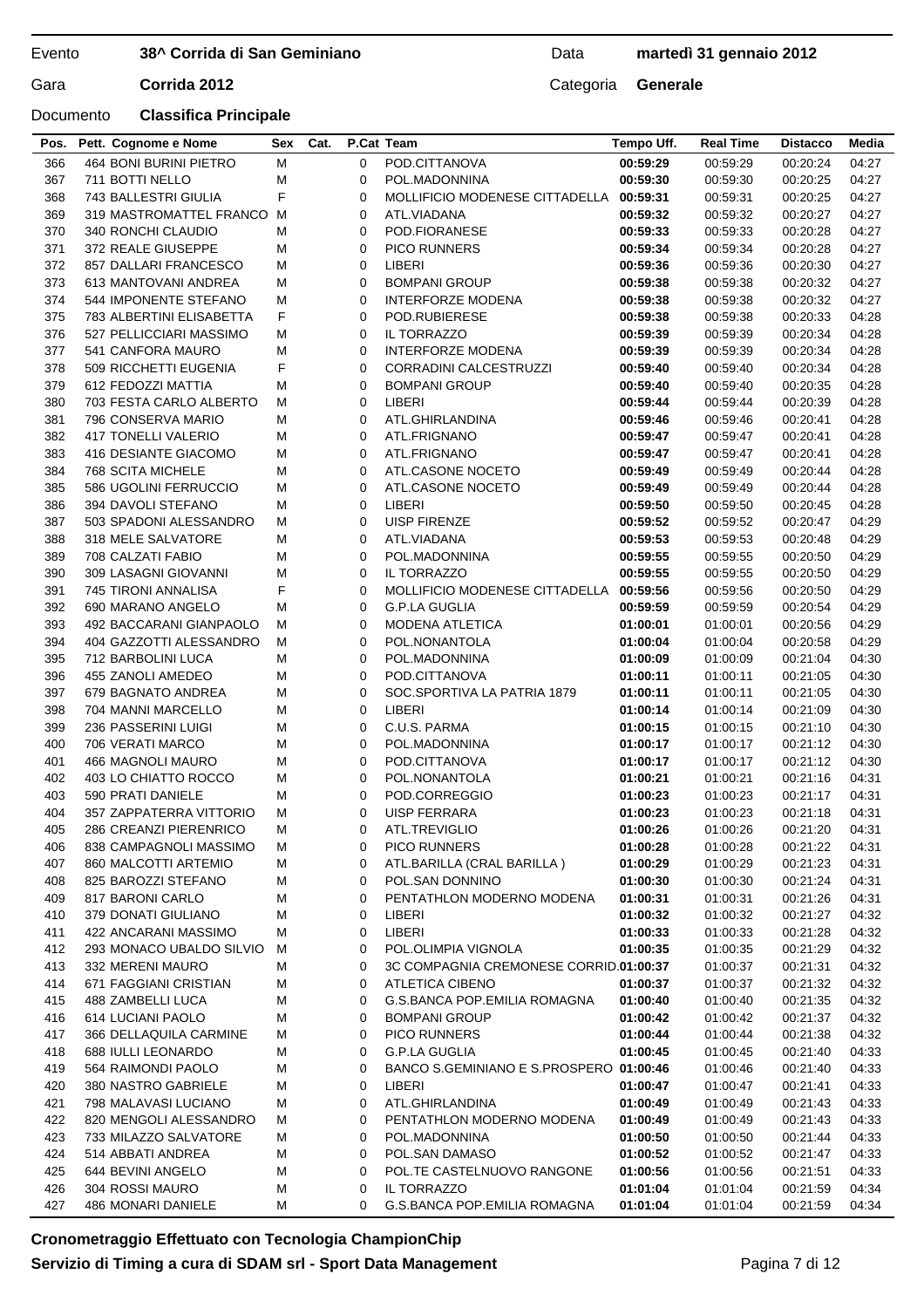Evento **38^ Corrida di San Geminiano** Data **martedì 31 gennaio 2012**

Gara **Corrida 2012** Categoria **Generale**

Documento **Classifica Principale**

| Pos. | Pett. | Cognome e Nome | Sex | Cat. | P.Cat | Team | Tempo Uff. | Real Time | Distacco | Media |
|---|---|---|---|---|---|---|---|---|---|---|
| 366 | 464 | BONI BURINI PIETRO | M | | 0 | POD.CITTANOVA | **00:59:29** | 00:59:29 | 00:20:24 | 04:27 |
| 367 | 711 | BOTTI NELLO | M | | 0 | POL.MADONNINA | **00:59:30** | 00:59:30 | 00:20:25 | 04:27 |
| 368 | 743 | BALLESTRI GIULIA | F | | 0 | MOLLIFICIO MODENESE CITTADELLA | **00:59:31** | 00:59:31 | 00:20:25 | 04:27 |
| 369 | 319 | MASTROMATTEL FRANCO | M | | 0 | ATL.VIADANA | **00:59:32** | 00:59:32 | 00:20:27 | 04:27 |
| 370 | 340 | RONCHI CLAUDIO | M | | 0 | POD.FIORANESE | **00:59:33** | 00:59:33 | 00:20:28 | 04:27 |
| 371 | 372 | REALE GIUSEPPE | M | | 0 | PICO RUNNERS | **00:59:34** | 00:59:34 | 00:20:28 | 04:27 |
| 372 | 857 | DALLARI FRANCESCO | M | | 0 | LIBERI | **00:59:36** | 00:59:36 | 00:20:30 | 04:27 |
| 373 | 613 | MANTOVANI ANDREA | M | | 0 | BOMPANI GROUP | **00:59:38** | 00:59:38 | 00:20:32 | 04:27 |
| 374 | 544 | IMPONENTE STEFANO | M | | 0 | INTERFORZE MODENA | **00:59:38** | 00:59:38 | 00:20:32 | 04:27 |
| 375 | 783 | ALBERTINI ELISABETTA | F | | 0 | POD.RUBIERESE | **00:59:38** | 00:59:38 | 00:20:33 | 04:28 |
| 376 | 527 | PELLICCIARI MASSIMO | M | | 0 | IL TORRAZZO | **00:59:39** | 00:59:39 | 00:20:34 | 04:28 |
| 377 | 541 | CANFORA MAURO | M | | 0 | INTERFORZE MODENA | **00:59:39** | 00:59:39 | 00:20:34 | 04:28 |
| 378 | 509 | RICCHETTI EUGENIA | F | | 0 | CORRADINI CALCESTRUZZI | **00:59:40** | 00:59:40 | 00:20:34 | 04:28 |
| 379 | 612 | FEDOZZI MATTIA | M | | 0 | BOMPANI GROUP | **00:59:40** | 00:59:40 | 00:20:35 | 04:28 |
| 380 | 703 | FESTA CARLO ALBERTO | M | | 0 | LIBERI | **00:59:44** | 00:59:44 | 00:20:39 | 04:28 |
| 381 | 796 | CONSERVA MARIO | M | | 0 | ATL.GHIRLANDINA | **00:59:46** | 00:59:46 | 00:20:41 | 04:28 |
| 382 | 417 | TONELLI VALERIO | M | | 0 | ATL.FRIGNANO | **00:59:47** | 00:59:47 | 00:20:41 | 04:28 |
| 383 | 416 | DESIANTE GIACOMO | M | | 0 | ATL.FRIGNANO | **00:59:47** | 00:59:47 | 00:20:41 | 04:28 |
| 384 | 768 | SCITA MICHELE | M | | 0 | ATL.CASONE NOCETO | **00:59:49** | 00:59:49 | 00:20:44 | 04:28 |
| 385 | 586 | UGOLINI FERRUCCIO | M | | 0 | ATL.CASONE NOCETO | **00:59:49** | 00:59:49 | 00:20:44 | 04:28 |
| 386 | 394 | DAVOLI STEFANO | M | | 0 | LIBERI | **00:59:50** | 00:59:50 | 00:20:45 | 04:28 |
| 387 | 503 | SPADONI ALESSANDRO | M | | 0 | UISP FIRENZE | **00:59:52** | 00:59:52 | 00:20:47 | 04:29 |
| 388 | 318 | MELE SALVATORE | M | | 0 | ATL.VIADANA | **00:59:53** | 00:59:53 | 00:20:48 | 04:29 |
| 389 | 708 | CALZATI FABIO | M | | 0 | POL.MADONNINA | **00:59:55** | 00:59:55 | 00:20:50 | 04:29 |
| 390 | 309 | LASAGNI GIOVANNI | M | | 0 | IL TORRAZZO | **00:59:55** | 00:59:55 | 00:20:50 | 04:29 |
| 391 | 745 | TIRONI ANNALISA | F | | 0 | MOLLIFICIO MODENESE CITTADELLA | **00:59:56** | 00:59:56 | 00:20:50 | 04:29 |
| 392 | 690 | MARANO ANGELO | M | | 0 | G.P.LA GUGLIA | **00:59:59** | 00:59:59 | 00:20:54 | 04:29 |
| 393 | 492 | BACCARANI GIANPAOLO | M | | 0 | MODENA ATLETICA | **01:00:01** | 01:00:01 | 00:20:56 | 04:29 |
| 394 | 404 | GAZZOTTI ALESSANDRO | M | | 0 | POL.NONANTOLA | **01:00:04** | 01:00:04 | 00:20:58 | 04:29 |
| 395 | 712 | BARBOLINI LUCA | M | | 0 | POL.MADONNINA | **01:00:09** | 01:00:09 | 00:21:04 | 04:30 |
| 396 | 455 | ZANOLI AMEDEO | M | | 0 | POD.CITTANOVA | **01:00:11** | 01:00:11 | 00:21:05 | 04:30 |
| 397 | 679 | BAGNATO ANDREA | M | | 0 | SOC.SPORTIVA LA PATRIA 1879 | **01:00:11** | 01:00:11 | 00:21:05 | 04:30 |
| 398 | 704 | MANNI MARCELLO | M | | 0 | LIBERI | **01:00:14** | 01:00:14 | 00:21:09 | 04:30 |
| 399 | 236 | PASSERINI LUIGI | M | | 0 | C.U.S. PARMA | **01:00:15** | 01:00:15 | 00:21:10 | 04:30 |
| 400 | 706 | VERATI MARCO | M | | 0 | POL.MADONNINA | **01:00:17** | 01:00:17 | 00:21:12 | 04:30 |
| 401 | 466 | MAGNOLI MAURO | M | | 0 | POD.CITTANOVA | **01:00:17** | 01:00:17 | 00:21:12 | 04:30 |
| 402 | 403 | LO CHIATTO ROCCO | M | | 0 | POL.NONANTOLA | **01:00:21** | 01:00:21 | 00:21:16 | 04:31 |
| 403 | 590 | PRATI DANIELE | M | | 0 | POD.CORREGGIO | **01:00:23** | 01:00:23 | 00:21:17 | 04:31 |
| 404 | 357 | ZAPPATERRA VITTORIO | M | | 0 | UISP FERRARA | **01:00:23** | 01:00:23 | 00:21:18 | 04:31 |
| 405 | 286 | CREANZI PIERENRICO | M | | 0 | ATL.TREVIGLIO | **01:00:26** | 01:00:26 | 00:21:20 | 04:31 |
| 406 | 838 | CAMPAGNOLI MASSIMO | M | | 0 | PICO RUNNERS | **01:00:28** | 01:00:28 | 00:21:22 | 04:31 |
| 407 | 860 | MALCOTTI ARTEMIO | M | | 0 | ATL.BARILLA (CRAL BARILLA ) | **01:00:29** | 01:00:29 | 00:21:23 | 04:31 |
| 408 | 825 | BAROZZI STEFANO | M | | 0 | POL.SAN DONNINO | **01:00:30** | 01:00:30 | 00:21:24 | 04:31 |
| 409 | 817 | BARONI CARLO | M | | 0 | PENTATHLON MODERNO MODENA | **01:00:31** | 01:00:31 | 00:21:26 | 04:31 |
| 410 | 379 | DONATI GIULIANO | M | | 0 | LIBERI | **01:00:32** | 01:00:32 | 00:21:27 | 04:32 |
| 411 | 422 | ANCARANI MASSIMO | M | | 0 | LIBERI | **01:00:33** | 01:00:33 | 00:21:28 | 04:32 |
| 412 | 293 | MONACO UBALDO SILVIO | M | | 0 | POL.OLIMPIA VIGNOLA | **01:00:35** | 01:00:35 | 00:21:29 | 04:32 |
| 413 | 332 | MERENI MAURO | M | | 0 | 3C COMPAGNIA CREMONESE CORRID. | **01:00:37** | 01:00:37 | 00:21:31 | 04:32 |
| 414 | 671 | FAGGIANI CRISTIAN | M | | 0 | ATLETICA CIBENO | **01:00:37** | 01:00:37 | 00:21:32 | 04:32 |
| 415 | 488 | ZAMBELLI LUCA | M | | 0 | G.S.BANCA POP.EMILIA ROMAGNA | **01:00:40** | 01:00:40 | 00:21:35 | 04:32 |
| 416 | 614 | LUCIANI PAOLO | M | | 0 | BOMPANI GROUP | **01:00:42** | 01:00:42 | 00:21:37 | 04:32 |
| 417 | 366 | DELLAQUILA CARMINE | M | | 0 | PICO RUNNERS | **01:00:44** | 01:00:44 | 00:21:38 | 04:32 |
| 418 | 688 | IULLI LEONARDO | M | | 0 | G.P.LA GUGLIA | **01:00:45** | 01:00:45 | 00:21:40 | 04:33 |
| 419 | 564 | RAIMONDI PAOLO | M | | 0 | BANCO S.GEMINIANO E S.PROSPERO | **01:00:46** | 01:00:46 | 00:21:40 | 04:33 |
| 420 | 380 | NASTRO GABRIELE | M | | 0 | LIBERI | **01:00:47** | 01:00:47 | 00:21:41 | 04:33 |
| 421 | 798 | MALAVASI LUCIANO | M | | 0 | ATL.GHIRLANDINA | **01:00:49** | 01:00:49 | 00:21:43 | 04:33 |
| 422 | 820 | MENGOLI ALESSANDRO | M | | 0 | PENTATHLON MODERNO MODENA | **01:00:49** | 01:00:49 | 00:21:43 | 04:33 |
| 423 | 733 | MILAZZO SALVATORE | M | | 0 | POL.MADONNINA | **01:00:50** | 01:00:50 | 00:21:44 | 04:33 |
| 424 | 514 | ABBATI ANDREA | M | | 0 | POL.SAN DAMASO | **01:00:52** | 01:00:52 | 00:21:47 | 04:33 |
| 425 | 644 | BEVINI ANGELO | M | | 0 | POL.TE CASTELNUOVO RANGONE | **01:00:56** | 01:00:56 | 00:21:51 | 04:33 |
| 426 | 304 | ROSSI MAURO | M | | 0 | IL TORRAZZO | **01:01:04** | 01:01:04 | 00:21:59 | 04:34 |
| 427 | 486 | MONARI DANIELE | M | | 0 | G.S.BANCA POP.EMILIA ROMAGNA | **01:01:04** | 01:01:04 | 00:21:59 | 04:34 |

**Cronometraggio Effettuato con Tecnologia ChampionChip**

**Servizio di Timing a cura di SDAM srl - Sport Data Management**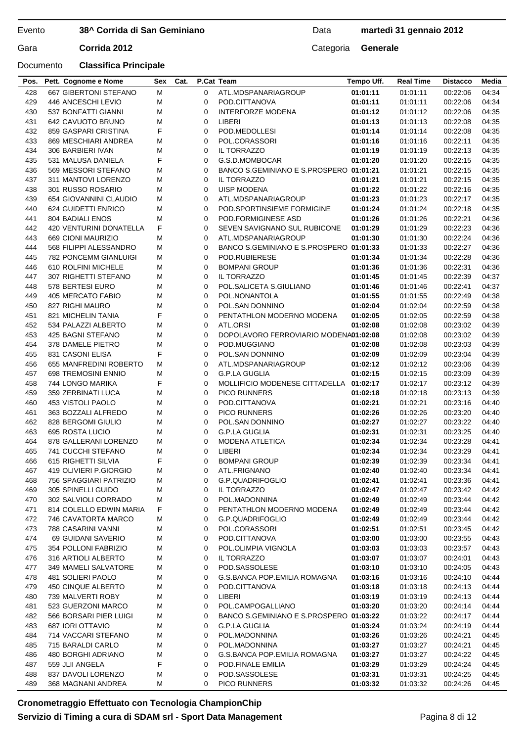Evento **38^ Corrida di San Geminiano** Data **martedì 31 gennaio 2012**

Gara **Corrida 2012** Categoria **Generale**

Documento **Classifica Principale**

| Pos. | Pett. | Cognome e Nome | Sex | Cat. | P.Cat | Team | Tempo Uff. | Real Time | Distacco | Media |
|---|---|---|---|---|---|---|---|---|---|---|
| 428 | 667 | GIBERTONI STEFANO | M | | 0 | ATL.MDSPANARIAGROUP | **01:01:11** | 01:01:11 | 00:22:06 | 04:34 |
| 429 | 446 | ANCESCHI LEVIO | M | | 0 | POD.CITTANOVA | **01:01:11** | 01:01:11 | 00:22:06 | 04:34 |
| 430 | 537 | BONFATTI GIANNI | M | | 0 | INTERFORZE MODENA | **01:01:12** | 01:01:12 | 00:22:06 | 04:35 |
| 431 | 642 | CAVUOTO BRUNO | M | | 0 | LIBERI | **01:01:13** | 01:01:13 | 00:22:08 | 04:35 |
| 432 | 859 | GASPARI CRISTINA | F | | 0 | POD.MEDOLLESI | **01:01:14** | 01:01:14 | 00:22:08 | 04:35 |
| 433 | 869 | MESCHIARI ANDREA | M | | 0 | POL.CORASSORI | **01:01:16** | 01:01:16 | 00:22:11 | 04:35 |
| 434 | 306 | BARBIERI IVAN | M | | 0 | IL TORRAZZO | **01:01:19** | 01:01:19 | 00:22:13 | 04:35 |
| 435 | 531 | MALUSA DANIELA | F | | 0 | G.S.D.MOMBOCAR | **01:01:20** | 01:01:20 | 00:22:15 | 04:35 |
| 436 | 569 | MESSORI STEFANO | M | | 0 | BANCO S.GEMINIANO E S.PROSPERO | **01:01:21** | 01:01:21 | 00:22:15 | 04:35 |
| 437 | 311 | MANTOVI LORENZO | M | | 0 | IL TORRAZZO | **01:01:21** | 01:01:21 | 00:22:15 | 04:35 |
| 438 | 301 | RUSSO ROSARIO | M | | 0 | UISP MODENA | **01:01:22** | 01:01:22 | 00:22:16 | 04:35 |
| 439 | 654 | GIOVANNINI CLAUDIO | M | | 0 | ATL.MDSPANARIAGROUP | **01:01:23** | 01:01:23 | 00:22:17 | 04:35 |
| 440 | 624 | GUIDETTI ENRICO | M | | 0 | POD.SPORTINSIEME FORMIGINE | **01:01:24** | 01:01:24 | 00:22:18 | 04:35 |
| 441 | 804 | BADIALI ENOS | M | | 0 | POD.FORMIGINESE ASD | **01:01:26** | 01:01:26 | 00:22:21 | 04:36 |
| 442 | 420 | VENTURINI DONATELLA | F | | 0 | SEVEN SAVIGNANO SUL RUBICONE | **01:01:29** | 01:01:29 | 00:22:23 | 04:36 |
| 443 | 669 | CIONI MAURIZIO | M | | 0 | ATL.MDSPANARIAGROUP | **01:01:30** | 01:01:30 | 00:22:24 | 04:36 |
| 444 | 568 | FILIPPI ALESSANDRO | M | | 0 | BANCO S.GEMINIANO E S.PROSPERO | **01:01:33** | 01:01:33 | 00:22:27 | 04:36 |
| 445 | 782 | PONCEMM GIANLUIGI | M | | 0 | POD.RUBIERESE | **01:01:34** | 01:01:34 | 00:22:28 | 04:36 |
| 446 | 610 | ROLFINI MICHELE | M | | 0 | BOMPANI GROUP | **01:01:36** | 01:01:36 | 00:22:31 | 04:36 |
| 447 | 307 | RIGHETTI STEFANO | M | | 0 | IL TORRAZZO | **01:01:45** | 01:01:45 | 00:22:39 | 04:37 |
| 448 | 578 | BERTESI EURO | M | | 0 | POL.SALICETA S.GIULIANO | **01:01:46** | 01:01:46 | 00:22:41 | 04:37 |
| 449 | 405 | MERCATO FABIO | M | | 0 | POL.NONANTOLA | **01:01:55** | 01:01:55 | 00:22:49 | 04:38 |
| 450 | 827 | RIGHI MAURO | M | | 0 | POL.SAN DONNINO | **01:02:04** | 01:02:04 | 00:22:59 | 04:38 |
| 451 | 821 | MICHELIN TANIA | F | | 0 | PENTATHLON MODERNO MODENA | **01:02:05** | 01:02:05 | 00:22:59 | 04:38 |
| 452 | 534 | PALAZZI ALBERTO | M | | 0 | ATL.ORSI | **01:02:08** | 01:02:08 | 00:23:02 | 04:39 |
| 453 | 425 | BAGNI STEFANO | M | | 0 | DOPOLAVORO FERROVIARIO MODENA | **01:02:08** | 01:02:08 | 00:23:02 | 04:39 |
| 454 | 378 | DAMELE PIETRO | M | | 0 | POD.MUGGIANO | **01:02:08** | 01:02:08 | 00:23:03 | 04:39 |
| 455 | 831 | CASONI ELISA | F | | 0 | POL.SAN DONNINO | **01:02:09** | 01:02:09 | 00:23:04 | 04:39 |
| 456 | 655 | MANFREDINI ROBERTO | M | | 0 | ATL.MDSPANARIAGROUP | **01:02:12** | 01:02:12 | 00:23:06 | 04:39 |
| 457 | 698 | TREMOSINI ENNIO | M | | 0 | G.P.LA GUGLIA | **01:02:15** | 01:02:15 | 00:23:09 | 04:39 |
| 458 | 744 | LONGO MARIKA | F | | 0 | MOLLIFICIO MODENESE CITTADELLA | **01:02:17** | 01:02:17 | 00:23:12 | 04:39 |
| 459 | 359 | ZERBINATI LUCA | M | | 0 | PICO RUNNERS | **01:02:18** | 01:02:18 | 00:23:13 | 04:39 |
| 460 | 453 | VISTOLI PAOLO | M | | 0 | POD.CITTANOVA | **01:02:21** | 01:02:21 | 00:23:16 | 04:40 |
| 461 | 363 | BOZZALI ALFREDO | M | | 0 | PICO RUNNERS | **01:02:26** | 01:02:26 | 00:23:20 | 04:40 |
| 462 | 828 | BERGOMI GIULIO | M | | 0 | POL.SAN DONNINO | **01:02:27** | 01:02:27 | 00:23:22 | 04:40 |
| 463 | 695 | ROSTA LUCIO | M | | 0 | G.P.LA GUGLIA | **01:02:31** | 01:02:31 | 00:23:25 | 04:40 |
| 464 | 878 | GALLERANI LORENZO | M | | 0 | MODENA ATLETICA | **01:02:34** | 01:02:34 | 00:23:28 | 04:41 |
| 465 | 741 | CUCCHI STEFANO | M | | 0 | LIBERI | **01:02:34** | 01:02:34 | 00:23:29 | 04:41 |
| 466 | 615 | RIGHETTI SILVIA | F | | 0 | BOMPANI GROUP | **01:02:39** | 01:02:39 | 00:23:34 | 04:41 |
| 467 | 419 | OLIVIERI P.GIORGIO | M | | 0 | ATL.FRIGNANO | **01:02:40** | 01:02:40 | 00:23:34 | 04:41 |
| 468 | 756 | SPAGGIARI PATRIZIO | M | | 0 | G.P.QUADRIFOGLIO | **01:02:41** | 01:02:41 | 00:23:36 | 04:41 |
| 469 | 305 | SPINELLI GUIDO | M | | 0 | IL TORRAZZO | **01:02:47** | 01:02:47 | 00:23:42 | 04:42 |
| 470 | 302 | SALVIOLI CORRADO | M | | 0 | POL.MADONNINA | **01:02:49** | 01:02:49 | 00:23:44 | 04:42 |
| 471 | 814 | COLELLO EDWIN MARIA | F | | 0 | PENTATHLON MODERNO MODENA | **01:02:49** | 01:02:49 | 00:23:44 | 04:42 |
| 472 | 746 | CAVATORTA MARCO | M | | 0 | G.P.QUADRIFOGLIO | **01:02:49** | 01:02:49 | 00:23:44 | 04:42 |
| 473 | 788 | CASARINI VANNI | M | | 0 | POL.CORASSORI | **01:02:51** | 01:02:51 | 00:23:45 | 04:42 |
| 474 | 69 | GUIDANI SAVERIO | M | | 0 | POD.CITTANOVA | **01:03:00** | 01:03:00 | 00:23:55 | 04:43 |
| 475 | 354 | POLLONI FABRIZIO | M | | 0 | POL.OLIMPIA VIGNOLA | **01:03:03** | 01:03:03 | 00:23:57 | 04:43 |
| 476 | 316 | ARTIOLI ALBERTO | M | | 0 | IL TORRAZZO | **01:03:07** | 01:03:07 | 00:24:01 | 04:43 |
| 477 | 349 | MAMELI SALVATORE | M | | 0 | POD.SASSOLESE | **01:03:10** | 01:03:10 | 00:24:05 | 04:43 |
| 478 | 481 | SOLIERI PAOLO | M | | 0 | G.S.BANCA POP.EMILIA ROMAGNA | **01:03:16** | 01:03:16 | 00:24:10 | 04:44 |
| 479 | 450 | CINQUE ALBERTO | M | | 0 | POD.CITTANOVA | **01:03:18** | 01:03:18 | 00:24:13 | 04:44 |
| 480 | 739 | MALVERTI ROBY | M | | 0 | LIBERI | **01:03:19** | 01:03:19 | 00:24:13 | 04:44 |
| 481 | 523 | GUERZONI MARCO | M | | 0 | POL.CAMPOGALLIANO | **01:03:20** | 01:03:20 | 00:24:14 | 04:44 |
| 482 | 566 | BORSARI PIER LUIGI | M | | 0 | BANCO S.GEMINIANO E S.PROSPERO | **01:03:22** | 01:03:22 | 00:24:17 | 04:44 |
| 483 | 687 | IORI OTTAVIO | M | | 0 | G.P.LA GUGLIA | **01:03:24** | 01:03:24 | 00:24:19 | 04:44 |
| 484 | 714 | VACCARI STEFANO | M | | 0 | POL.MADONNINA | **01:03:26** | 01:03:26 | 00:24:21 | 04:45 |
| 485 | 715 | BARALDI CARLO | M | | 0 | POL.MADONNINA | **01:03:27** | 01:03:27 | 00:24:21 | 04:45 |
| 486 | 480 | BORGHI ADRIANO | M | | 0 | G.S.BANCA POP.EMILIA ROMAGNA | **01:03:27** | 01:03:27 | 00:24:22 | 04:45 |
| 487 | 559 | JLII ANGELA | F | | 0 | POD.FINALE EMILIA | **01:03:29** | 01:03:29 | 00:24:24 | 04:45 |
| 488 | 837 | DAVOLI LORENZO | M | | 0 | POD.SASSOLESE | **01:03:31** | 01:03:31 | 00:24:25 | 04:45 |
| 489 | 368 | MAGNANI ANDREA | M | | 0 | PICO RUNNERS | **01:03:32** | 01:03:32 | 00:24:26 | 04:45 |

**Cronometraggio Effettuato con Tecnologia ChampionChip**

**Servizio di Timing a cura di SDAM srl - Sport Data Management**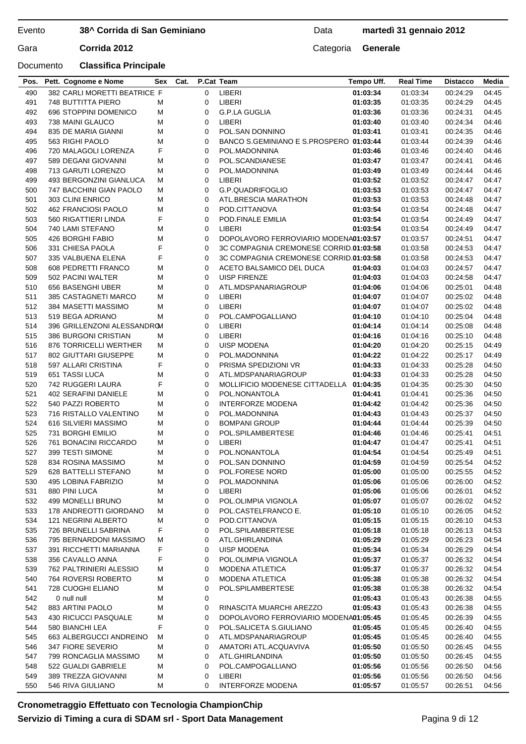Evento **38^ Corrida di San Geminiano** Data **martedì 31 gennaio 2012**

Gara **Corrida 2012** Categoria **Generale**

Documento **Classifica Principale**

| Pos. | Pett. | Cognome e Nome | Sex | Cat. | P.Cat | Team | Tempo Uff. | Real Time | Distacco | Media |
|---|---|---|---|---|---|---|---|---|---|---|
| 490 | 382 | CARLI MORETTI BEATRICE | F | | 0 | LIBERI | **01:03:34** | 01:03:34 | 00:24:29 | 04:45 |
| 491 | 748 | BUTTITTA PIERO | M | | 0 | LIBERI | **01:03:35** | 01:03:35 | 00:24:29 | 04:45 |
| 492 | 696 | STOPPINI DOMENICO | M | | 0 | G.P.LA GUGLIA | **01:03:36** | 01:03:36 | 00:24:31 | 04:45 |
| 493 | 738 | MAINI GLAUCO | M | | 0 | LIBERI | **01:03:40** | 01:03:40 | 00:24:34 | 04:46 |
| 494 | 835 | DE MARIA GIANNI | M | | 0 | POL.SAN DONNINO | **01:03:41** | 01:03:41 | 00:24:35 | 04:46 |
| 495 | 563 | RIGHI PAOLO | M | | 0 | BANCO S.GEMINIANO E S.PROSPERO | **01:03:44** | 01:03:44 | 00:24:39 | 04:46 |
| 496 | 720 | MALAGOLI LORENZA | F | | 0 | POL.MADONNINA | **01:03:46** | 01:03:46 | 00:24:40 | 04:46 |
| 497 | 589 | DEGANI GIOVANNI | M | | 0 | POL.SCANDIANESE | **01:03:47** | 01:03:47 | 00:24:41 | 04:46 |
| 498 | 713 | GARUTI LORENZO | M | | 0 | POL.MADONNINA | **01:03:49** | 01:03:49 | 00:24:44 | 04:46 |
| 499 | 493 | BERGONZINI GIANLUCA | M | | 0 | LIBERI | **01:03:52** | 01:03:52 | 00:24:47 | 04:47 |
| 500 | 747 | BACCHINI GIAN PAOLO | M | | 0 | G.P.QUADRIFOGLIO | **01:03:53** | 01:03:53 | 00:24:47 | 04:47 |
| 501 | 303 | CLINI ENRICO | M | | 0 | ATL.BRESCIA MARATHON | **01:03:53** | 01:03:53 | 00:24:48 | 04:47 |
| 502 | 462 | FRANCIOSI PAOLO | M | | 0 | POD.CITTANOVA | **01:03:54** | 01:03:54 | 00:24:48 | 04:47 |
| 503 | 560 | RIGATTIERI LINDA | F | | 0 | POD.FINALE EMILIA | **01:03:54** | 01:03:54 | 00:24:49 | 04:47 |
| 504 | 740 | LAMI STEFANO | M | | 0 | LIBERI | **01:03:54** | 01:03:54 | 00:24:49 | 04:47 |
| 505 | 426 | BORGHI FABIO | M | | 0 | DOPOLAVORO FERROVIARIO MODENA | **01:03:57** | 01:03:57 | 00:24:51 | 04:47 |
| 506 | 331 | CHIESA PAOLA | F | | 0 | 3C COMPAGNIA CREMONESE CORRID. | **01:03:58** | 01:03:58 | 00:24:53 | 04:47 |
| 507 | 335 | VALBUENA ELENA | F | | 0 | 3C COMPAGNIA CREMONESE CORRID. | **01:03:58** | 01:03:58 | 00:24:53 | 04:47 |
| 508 | 608 | PEDRETTI FRANCO | M | | 0 | ACETO BALSAMICO DEL DUCA | **01:04:03** | 01:04:03 | 00:24:57 | 04:47 |
| 509 | 502 | PACINI WALTER | M | | 0 | UISP FIRENZE | **01:04:03** | 01:04:03 | 00:24:58 | 04:47 |
| 510 | 656 | BASENGHI UBER | M | | 0 | ATL.MDSPANARIAGROUP | **01:04:06** | 01:04:06 | 00:25:01 | 04:48 |
| 511 | 385 | CASTAGNETI MARCO | M | | 0 | LIBERI | **01:04:07** | 01:04:07 | 00:25:02 | 04:48 |
| 512 | 384 | MASETTI MASSIMO | M | | 0 | LIBERI | **01:04:07** | 01:04:07 | 00:25:02 | 04:48 |
| 513 | 519 | BEGA ADRIANO | M | | 0 | POL.CAMPOGALLIANO | **01:04:10** | 01:04:10 | 00:25:04 | 04:48 |
| 514 | 396 | GRILLENZONI ALESSANDRO | M | | 0 | LIBERI | **01:04:14** | 01:04:14 | 00:25:08 | 04:48 |
| 515 | 386 | BURGONI CRISTIAN | M | | 0 | LIBERI | **01:04:16** | 01:04:16 | 00:25:10 | 04:48 |
| 516 | 876 | TORRICELLI WERTHER | M | | 0 | UISP MODENA | **01:04:20** | 01:04:20 | 00:25:15 | 04:49 |
| 517 | 802 | GIUTTARI GIUSEPPE | M | | 0 | POL.MADONNINA | **01:04:22** | 01:04:22 | 00:25:17 | 04:49 |
| 518 | 597 | ALLARI CRISTINA | F | | 0 | PRISMA SPEDIZIONI VR | **01:04:33** | 01:04:33 | 00:25:28 | 04:50 |
| 519 | 651 | TASSI LUCA | M | | 0 | ATL.MDSPANARIAGROUP | **01:04:33** | 01:04:33 | 00:25:28 | 04:50 |
| 520 | 742 | RUGGERI LAURA | F | | 0 | MOLLIFICIO MODENESE CITTADELLA | **01:04:35** | 01:04:35 | 00:25:30 | 04:50 |
| 521 | 402 | SERAFINI DANIELE | M | | 0 | POL.NONANTOLA | **01:04:41** | 01:04:41 | 00:25:36 | 04:50 |
| 522 | 540 | PAZZI ROBERTO | M | | 0 | INTERFORZE MODENA | **01:04:42** | 01:04:42 | 00:25:36 | 04:50 |
| 523 | 716 | RISTALLO VALENTINO | M | | 0 | POL.MADONNINA | **01:04:43** | 01:04:43 | 00:25:37 | 04:50 |
| 524 | 616 | SILVIERI MASSIMO | M | | 0 | BOMPANI GROUP | **01:04:44** | 01:04:44 | 00:25:39 | 04:50 |
| 525 | 731 | BORGHI EMILIO | M | | 0 | POL.SPILAMBERTESE | **01:04:46** | 01:04:46 | 00:25:41 | 04:51 |
| 526 | 761 | BONACINI RICCARDO | M | | 0 | LIBERI | **01:04:47** | 01:04:47 | 00:25:41 | 04:51 |
| 527 | 399 | TESTI SIMONE | M | | 0 | POL.NONANTOLA | **01:04:54** | 01:04:54 | 00:25:49 | 04:51 |
| 528 | 834 | ROSINA MASSIMO | M | | 0 | POL.SAN DONNINO | **01:04:59** | 01:04:59 | 00:25:54 | 04:52 |
| 529 | 628 | BATTELLI STEFANO | M | | 0 | POL.FORESE NORD | **01:05:00** | 01:05:00 | 00:25:55 | 04:52 |
| 530 | 495 | LOBINA FABRIZIO | M | | 0 | POL.MADONNINA | **01:05:06** | 01:05:06 | 00:26:00 | 04:52 |
| 531 | 880 | PINI LUCA | M | | 0 | LIBERI | **01:05:06** | 01:05:06 | 00:26:01 | 04:52 |
| 532 | 499 | MONELLI BRUNO | M | | 0 | POL.OLIMPIA VIGNOLA | **01:05:07** | 01:05:07 | 00:26:02 | 04:52 |
| 533 | 178 | ANDREOTTI GIORDANO | M | | 0 | POL.CASTELFRANCO E. | **01:05:10** | 01:05:10 | 00:26:05 | 04:52 |
| 534 | 121 | NEGRINI ALBERTO | M | | 0 | POD.CITTANOVA | **01:05:15** | 01:05:15 | 00:26:10 | 04:53 |
| 535 | 726 | BRUNELLI SABRINA | F | | 0 | POL.SPILAMBERTESE | **01:05:18** | 01:05:18 | 00:26:13 | 04:53 |
| 536 | 795 | BERNARDONI MASSIMO | M | | 0 | ATL.GHIRLANDINA | **01:05:29** | 01:05:29 | 00:26:23 | 04:54 |
| 537 | 391 | RICCHETTI MARIANNA | F | | 0 | UISP MODENA | **01:05:34** | 01:05:34 | 00:26:29 | 04:54 |
| 538 | 356 | CAVALLO ANNA | F | | 0 | POL.OLIMPIA VIGNOLA | **01:05:37** | 01:05:37 | 00:26:32 | 04:54 |
| 539 | 762 | PALTRINIERI ALESSIO | M | | 0 | MODENA ATLETICA | **01:05:37** | 01:05:37 | 00:26:32 | 04:54 |
| 540 | 764 | ROVERSI ROBERTO | M | | 0 | MODENA ATLETICA | **01:05:38** | 01:05:38 | 00:26:32 | 04:54 |
| 541 | 728 | CUOGHI ELIANO | M | | 0 | POL.SPILAMBERTESE | **01:05:38** | 01:05:38 | 00:26:32 | 04:54 |
| 542 | 0 | null null | M | | 0 | | **01:05:43** | 01:05:43 | 00:26:38 | 04:55 |
| 542 | 883 | ARTINI PAOLO | M | | 0 | RINASCITA MUARCHI AREZZO | **01:05:43** | 01:05:43 | 00:26:38 | 04:55 |
| 543 | 430 | RICUCCI PASQUALE | M | | 0 | DOPOLAVORO FERROVIARIO MODENA | **01:05:45** | 01:05:45 | 00:26:39 | 04:55 |
| 544 | 580 | BIANCHI LEA | F | | 0 | POL.SALICETA S.GIULIANO | **01:05:45** | 01:05:45 | 00:26:40 | 04:55 |
| 545 | 663 | ALBERGUCCI ANDREINO | M | | 0 | ATL.MDSPANARIAGROUP | **01:05:45** | 01:05:45 | 00:26:40 | 04:55 |
| 546 | 347 | FIORE SEVERIO | M | | 0 | AMATORI ATL.ACQUAVIVA | **01:05:50** | 01:05:50 | 00:26:45 | 04:55 |
| 547 | 799 | RONCAGLIA MASSIMO | M | | 0 | ATL.GHIRLANDINA | **01:05:50** | 01:05:50 | 00:26:45 | 04:55 |
| 548 | 522 | GUALDI GABRIELE | M | | 0 | POL.CAMPOGALLIANO | **01:05:56** | 01:05:56 | 00:26:50 | 04:56 |
| 549 | 389 | TREZZA GIOVANNI | M | | 0 | LIBERI | **01:05:56** | 01:05:56 | 00:26:50 | 04:56 |
| 550 | 546 | RIVA GIULIANO | M | | 0 | INTERFORZE MODENA | **01:05:57** | 01:05:57 | 00:26:51 | 04:56 |

**Cronometraggio Effettuato con Tecnologia ChampionChip**

**Servizio di Timing a cura di SDAM srl - Sport Data Management**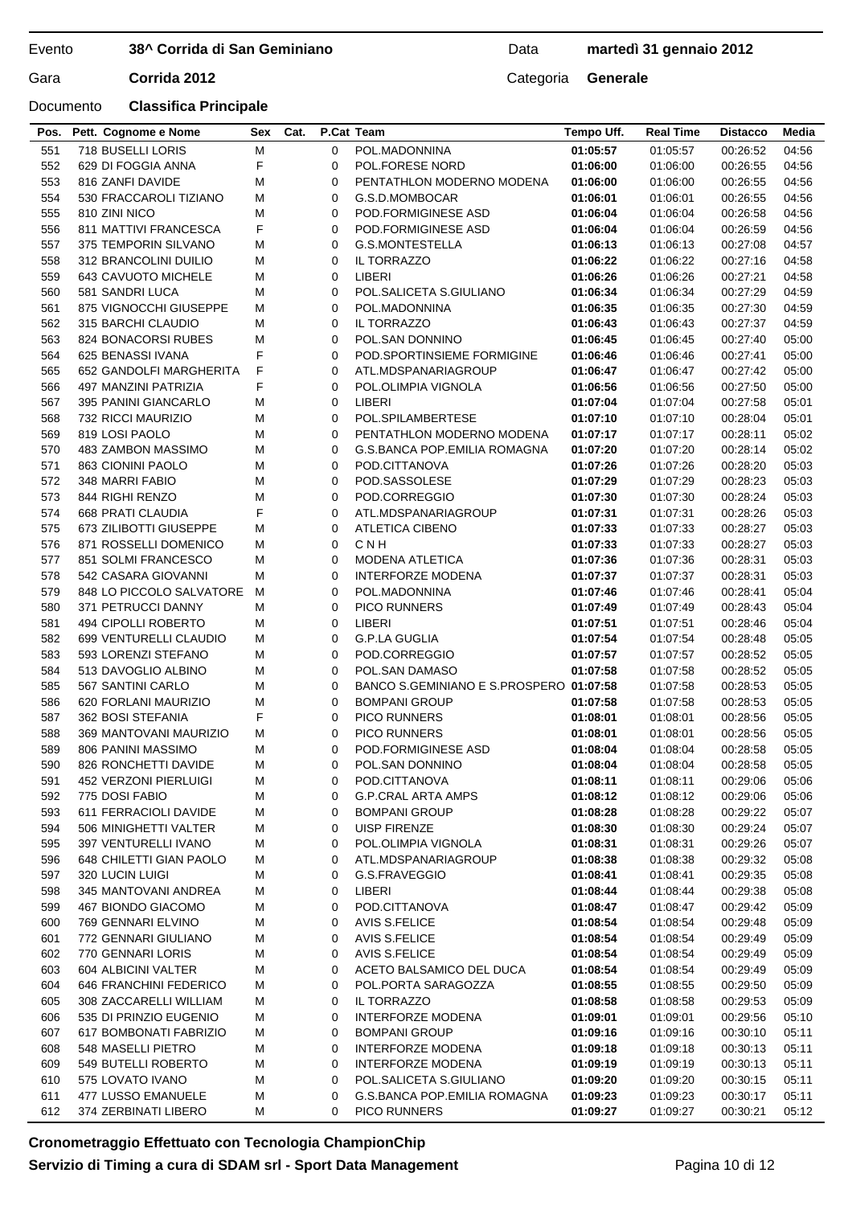Evento **38^ Corrida di San Geminiano** Data **martedì 31 gennaio 2012**

Gara **Corrida 2012** Categoria **Generale**

Documento **Classifica Principale**

| Pos. | Pett. Cognome e Nome | Sex | Cat. | P.Cat | Team | Tempo Uff. | Real Time | Distacco | Media |
|---|---|---|---|---|---|---|---|---|---|
| 551 | 718 BUSELLI LORIS | M | | 0 | POL.MADONNINA | **01:05:57** | 01:05:57 | 00:26:52 | 04:56 |
| 552 | 629 DI FOGGIA ANNA | F | | 0 | POL.FORESE NORD | **01:06:00** | 01:06:00 | 00:26:55 | 04:56 |
| 553 | 816 ZANFI DAVIDE | M | | 0 | PENTATHLON MODERNO MODENA | **01:06:00** | 01:06:00 | 00:26:55 | 04:56 |
| 554 | 530 FRACCAROLI TIZIANO | M | | 0 | G.S.D.MOMBOCAR | **01:06:01** | 01:06:01 | 00:26:55 | 04:56 |
| 555 | 810 ZINI NICO | M | | 0 | POD.FORMIGINESE ASD | **01:06:04** | 01:06:04 | 00:26:58 | 04:56 |
| 556 | 811 MATTIVI FRANCESCA | F | | 0 | POD.FORMIGINESE ASD | **01:06:04** | 01:06:04 | 00:26:59 | 04:56 |
| 557 | 375 TEMPORIN SILVANO | M | | 0 | G.S.MONTESTELLA | **01:06:13** | 01:06:13 | 00:27:08 | 04:57 |
| 558 | 312 BRANCOLINI DUILIO | M | | 0 | IL TORRAZZO | **01:06:22** | 01:06:22 | 00:27:16 | 04:58 |
| 559 | 643 CAVUOTO MICHELE | M | | 0 | LIBERI | **01:06:26** | 01:06:26 | 00:27:21 | 04:58 |
| 560 | 581 SANDRI LUCA | M | | 0 | POL.SALICETA S.GIULIANO | **01:06:34** | 01:06:34 | 00:27:29 | 04:59 |
| 561 | 875 VIGNOCCHI GIUSEPPE | M | | 0 | POL.MADONNINA | **01:06:35** | 01:06:35 | 00:27:30 | 04:59 |
| 562 | 315 BARCHI CLAUDIO | M | | 0 | IL TORRAZZO | **01:06:43** | 01:06:43 | 00:27:37 | 04:59 |
| 563 | 824 BONACORSI RUBES | M | | 0 | POL.SAN DONNINO | **01:06:45** | 01:06:45 | 00:27:40 | 05:00 |
| 564 | 625 BENASSI IVANA | F | | 0 | POD.SPORTINSIEME FORMIGINE | **01:06:46** | 01:06:46 | 00:27:41 | 05:00 |
| 565 | 652 GANDOLFI MARGHERITA | F | | 0 | ATL.MDSPANARIAGROUP | **01:06:47** | 01:06:47 | 00:27:42 | 05:00 |
| 566 | 497 MANZINI PATRIZIA | F | | 0 | POL.OLIMPIA VIGNOLA | **01:06:56** | 01:06:56 | 00:27:50 | 05:00 |
| 567 | 395 PANINI GIANCARLO | M | | 0 | LIBERI | **01:07:04** | 01:07:04 | 00:27:58 | 05:01 |
| 568 | 732 RICCI MAURIZIO | M | | 0 | POL.SPILAMBERTESE | **01:07:10** | 01:07:10 | 00:28:04 | 05:01 |
| 569 | 819 LOSI PAOLO | M | | 0 | PENTATHLON MODERNO MODENA | **01:07:17** | 01:07:17 | 00:28:11 | 05:02 |
| 570 | 483 ZAMBON MASSIMO | M | | 0 | G.S.BANCA POP.EMILIA ROMAGNA | **01:07:20** | 01:07:20 | 00:28:14 | 05:02 |
| 571 | 863 CIONINI PAOLO | M | | 0 | POD.CITTANOVA | **01:07:26** | 01:07:26 | 00:28:20 | 05:03 |
| 572 | 348 MARRI FABIO | M | | 0 | POD.SASSOLESE | **01:07:29** | 01:07:29 | 00:28:23 | 05:03 |
| 573 | 844 RIGHI RENZO | M | | 0 | POD.CORREGGIO | **01:07:30** | 01:07:30 | 00:28:24 | 05:03 |
| 574 | 668 PRATI CLAUDIA | F | | 0 | ATL.MDSPANARIAGROUP | **01:07:31** | 01:07:31 | 00:28:26 | 05:03 |
| 575 | 673 ZILIBOTTI GIUSEPPE | M | | 0 | ATLETICA CIBENO | **01:07:33** | 01:07:33 | 00:28:27 | 05:03 |
| 576 | 871 ROSSELLI DOMENICO | M | | 0 | C N H | **01:07:33** | 01:07:33 | 00:28:27 | 05:03 |
| 577 | 851 SOLMI FRANCESCO | M | | 0 | MODENA ATLETICA | **01:07:36** | 01:07:36 | 00:28:31 | 05:03 |
| 578 | 542 CASARA GIOVANNI | M | | 0 | INTERFORZE MODENA | **01:07:37** | 01:07:37 | 00:28:31 | 05:03 |
| 579 | 848 LO PICCOLO SALVATORE | M | | 0 | POL.MADONNINA | **01:07:46** | 01:07:46 | 00:28:41 | 05:04 |
| 580 | 371 PETRUCCI DANNY | M | | 0 | PICO RUNNERS | **01:07:49** | 01:07:49 | 00:28:43 | 05:04 |
| 581 | 494 CIPOLLI ROBERTO | M | | 0 | LIBERI | **01:07:51** | 01:07:51 | 00:28:46 | 05:04 |
| 582 | 699 VENTURELLI CLAUDIO | M | | 0 | G.P.LA GUGLIA | **01:07:54** | 01:07:54 | 00:28:48 | 05:05 |
| 583 | 593 LORENZI STEFANO | M | | 0 | POD.CORREGGIO | **01:07:57** | 01:07:57 | 00:28:52 | 05:05 |
| 584 | 513 DAVOGLIO ALBINO | M | | 0 | POL.SAN DAMASO | **01:07:58** | 01:07:58 | 00:28:52 | 05:05 |
| 585 | 567 SANTINI CARLO | M | | 0 | BANCO S.GEMINIANO E S.PROSPERO | **01:07:58** | 01:07:58 | 00:28:53 | 05:05 |
| 586 | 620 FORLANI MAURIZIO | M | | 0 | BOMPANI GROUP | **01:07:58** | 01:07:58 | 00:28:53 | 05:05 |
| 587 | 362 BOSI STEFANIA | F | | 0 | PICO RUNNERS | **01:08:01** | 01:08:01 | 00:28:56 | 05:05 |
| 588 | 369 MANTOVANI MAURIZIO | M | | 0 | PICO RUNNERS | **01:08:01** | 01:08:01 | 00:28:56 | 05:05 |
| 589 | 806 PANINI MASSIMO | M | | 0 | POD.FORMIGINESE ASD | **01:08:04** | 01:08:04 | 00:28:58 | 05:05 |
| 590 | 826 RONCHETTI DAVIDE | M | | 0 | POL.SAN DONNINO | **01:08:04** | 01:08:04 | 00:28:58 | 05:05 |
| 591 | 452 VERZONI PIERLUIGI | M | | 0 | POD.CITTANOVA | **01:08:11** | 01:08:11 | 00:29:06 | 05:06 |
| 592 | 775 DOSI FABIO | M | | 0 | G.P.CRAL ARTA AMPS | **01:08:12** | 01:08:12 | 00:29:06 | 05:06 |
| 593 | 611 FERRACIOLI DAVIDE | M | | 0 | BOMPANI GROUP | **01:08:28** | 01:08:28 | 00:29:22 | 05:07 |
| 594 | 506 MINIGHETTI VALTER | M | | 0 | UISP FIRENZE | **01:08:30** | 01:08:30 | 00:29:24 | 05:07 |
| 595 | 397 VENTURELLI IVANO | M | | 0 | POL.OLIMPIA VIGNOLA | **01:08:31** | 01:08:31 | 00:29:26 | 05:07 |
| 596 | 648 CHILETTI GIAN PAOLO | M | | 0 | ATL.MDSPANARIAGROUP | **01:08:38** | 01:08:38 | 00:29:32 | 05:08 |
| 597 | 320 LUCIN LUIGI | M | | 0 | G.S.FRAVEGGIO | **01:08:41** | 01:08:41 | 00:29:35 | 05:08 |
| 598 | 345 MANTOVANI ANDREA | M | | 0 | LIBERI | **01:08:44** | 01:08:44 | 00:29:38 | 05:08 |
| 599 | 467 BIONDO GIACOMO | M | | 0 | POD.CITTANOVA | **01:08:47** | 01:08:47 | 00:29:42 | 05:09 |
| 600 | 769 GENNARI ELVINO | M | | 0 | AVIS S.FELICE | **01:08:54** | 01:08:54 | 00:29:48 | 05:09 |
| 601 | 772 GENNARI GIULIANO | M | | 0 | AVIS S.FELICE | **01:08:54** | 01:08:54 | 00:29:49 | 05:09 |
| 602 | 770 GENNARI LORIS | M | | 0 | AVIS S.FELICE | **01:08:54** | 01:08:54 | 00:29:49 | 05:09 |
| 603 | 604 ALBICINI VALTER | M | | 0 | ACETO BALSAMICO DEL DUCA | **01:08:54** | 01:08:54 | 00:29:49 | 05:09 |
| 604 | 646 FRANCHINI FEDERICO | M | | 0 | POL.PORTA SARAGOZZA | **01:08:55** | 01:08:55 | 00:29:50 | 05:09 |
| 605 | 308 ZACCARELLI WILLIAM | M | | 0 | IL TORRAZZO | **01:08:58** | 01:08:58 | 00:29:53 | 05:09 |
| 606 | 535 DI PRINZIO EUGENIO | M | | 0 | INTERFORZE MODENA | **01:09:01** | 01:09:01 | 00:29:56 | 05:10 |
| 607 | 617 BOMBONATI FABRIZIO | M | | 0 | BOMPANI GROUP | **01:09:16** | 01:09:16 | 00:30:10 | 05:11 |
| 608 | 548 MASELLI PIETRO | M | | 0 | INTERFORZE MODENA | **01:09:18** | 01:09:18 | 00:30:13 | 05:11 |
| 609 | 549 BUTELLI ROBERTO | M | | 0 | INTERFORZE MODENA | **01:09:19** | 01:09:19 | 00:30:13 | 05:11 |
| 610 | 575 LOVATO IVANO | M | | 0 | POL.SALICETA S.GIULIANO | **01:09:20** | 01:09:20 | 00:30:15 | 05:11 |
| 611 | 477 LUSSO EMANUELE | M | | 0 | G.S.BANCA POP.EMILIA ROMAGNA | **01:09:23** | 01:09:23 | 00:30:17 | 05:11 |
| 612 | 374 ZERBINATI LIBERO | M | | 0 | PICO RUNNERS | **01:09:27** | 01:09:27 | 00:30:21 | 05:12 |

**Cronometraggio Effettuato con Tecnologia ChampionChip**

**Servizio di Timing a cura di SDAM srl - Sport Data Management**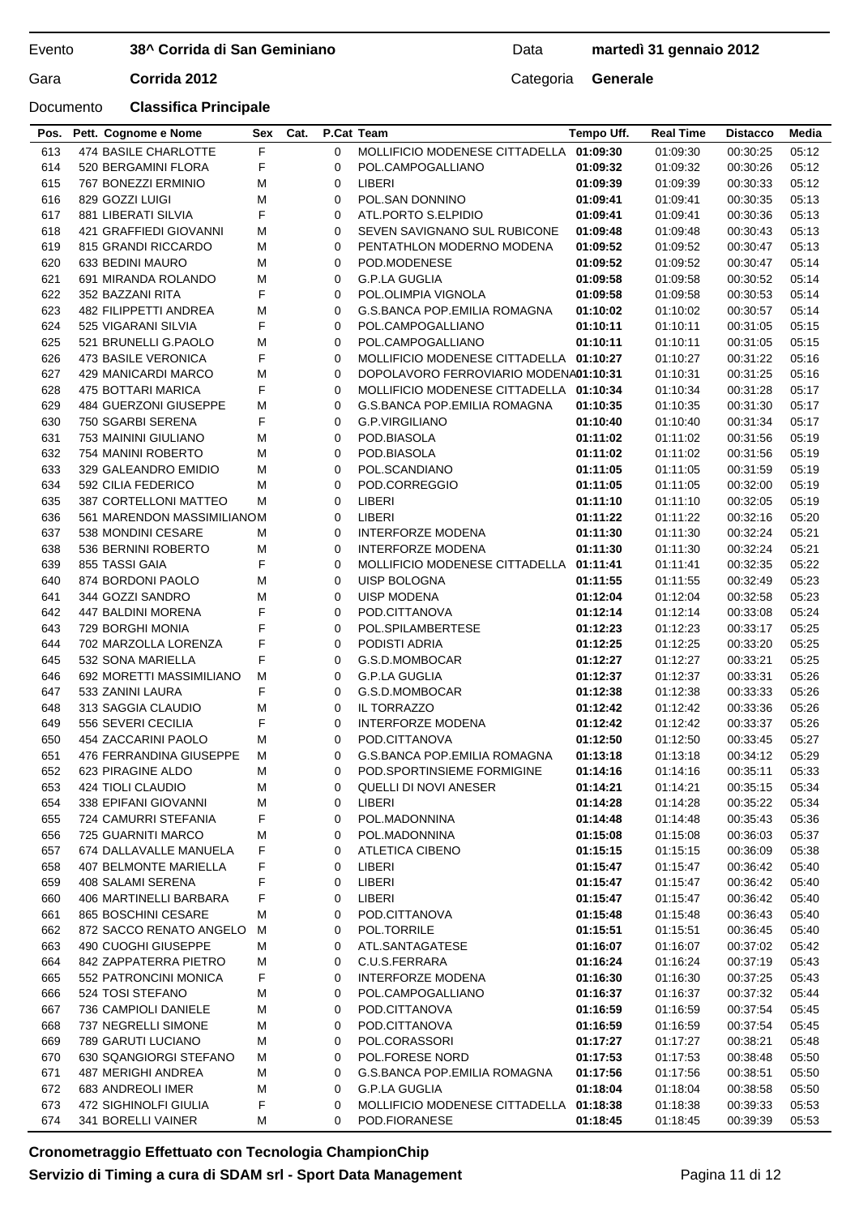Evento **38^ Corrida di San Geminiano** Data **martedì 31 gennaio 2012**

Gara **Corrida 2012** Categoria **Generale**

Documento **Classifica Principale**

| Pos. | Pett. Cognome e Nome | Sex | Cat. | P.Cat | Team | Tempo Uff. | Real Time | Distacco | Media |
|---|---|---|---|---|---|---|---|---|---|
| 613 | 474 BASILE CHARLOTTE | F | | 0 | MOLLIFICIO MODENESE CITTADELLA | **01:09:30** | 01:09:30 | 00:30:25 | 05:12 |
| 614 | 520 BERGAMINI FLORA | F | | 0 | POL.CAMPOGALLIANO | **01:09:32** | 01:09:32 | 00:30:26 | 05:12 |
| 615 | 767 BONEZZI ERMINIO | M | | 0 | LIBERI | **01:09:39** | 01:09:39 | 00:30:33 | 05:12 |
| 616 | 829 GOZZI LUIGI | M | | 0 | POL.SAN DONNINO | **01:09:41** | 01:09:41 | 00:30:35 | 05:13 |
| 617 | 881 LIBERATI SILVIA | F | | 0 | ATL.PORTO S.ELPIDIO | **01:09:41** | 01:09:41 | 00:30:36 | 05:13 |
| 618 | 421 GRAFFIEDI GIOVANNI | M | | 0 | SEVEN SAVIGNANO SUL RUBICONE | **01:09:48** | 01:09:48 | 00:30:43 | 05:13 |
| 619 | 815 GRANDI RICCARDO | M | | 0 | PENTATHLON MODERNO MODENA | **01:09:52** | 01:09:52 | 00:30:47 | 05:13 |
| 620 | 633 BEDINI MAURO | M | | 0 | POD.MODENESE | **01:09:52** | 01:09:52 | 00:30:47 | 05:14 |
| 621 | 691 MIRANDA ROLANDO | M | | 0 | G.P.LA GUGLIA | **01:09:58** | 01:09:58 | 00:30:52 | 05:14 |
| 622 | 352 BAZZANI RITA | F | | 0 | POL.OLIMPIA VIGNOLA | **01:09:58** | 01:09:58 | 00:30:53 | 05:14 |
| 623 | 482 FILIPPETTI ANDREA | M | | 0 | G.S.BANCA POP.EMILIA ROMAGNA | **01:10:02** | 01:10:02 | 00:30:57 | 05:14 |
| 624 | 525 VIGARANI SILVIA | F | | 0 | POL.CAMPOGALLIANO | **01:10:11** | 01:10:11 | 00:31:05 | 05:15 |
| 625 | 521 BRUNELLI G.PAOLO | M | | 0 | POL.CAMPOGALLIANO | **01:10:11** | 01:10:11 | 00:31:05 | 05:15 |
| 626 | 473 BASILE VERONICA | F | | 0 | MOLLIFICIO MODENESE CITTADELLA | **01:10:27** | 01:10:27 | 00:31:22 | 05:16 |
| 627 | 429 MANICARDI MARCO | M | | 0 | DOPOLAVORO FERROVIARIO MODENA | **01:10:31** | 01:10:31 | 00:31:25 | 05:16 |
| 628 | 475 BOTTARI MARICA | F | | 0 | MOLLIFICIO MODENESE CITTADELLA | **01:10:34** | 01:10:34 | 00:31:28 | 05:17 |
| 629 | 484 GUERZONI GIUSEPPE | M | | 0 | G.S.BANCA POP.EMILIA ROMAGNA | **01:10:35** | 01:10:35 | 00:31:30 | 05:17 |
| 630 | 750 SGARBI SERENA | F | | 0 | G.P.VIRGILIANO | **01:10:40** | 01:10:40 | 00:31:34 | 05:17 |
| 631 | 753 MAININI GIULIANO | M | | 0 | POD.BIASOLA | **01:11:02** | 01:11:02 | 00:31:56 | 05:19 |
| 632 | 754 MANINI ROBERTO | M | | 0 | POD.BIASOLA | **01:11:02** | 01:11:02 | 00:31:56 | 05:19 |
| 633 | 329 GALEANDRO EMIDIO | M | | 0 | POL.SCANDIANO | **01:11:05** | 01:11:05 | 00:31:59 | 05:19 |
| 634 | 592 CILIA FEDERICO | M | | 0 | POD.CORREGGIO | **01:11:05** | 01:11:05 | 00:32:00 | 05:19 |
| 635 | 387 CORTELLONI MATTEO | M | | 0 | LIBERI | **01:11:10** | 01:11:10 | 00:32:05 | 05:19 |
| 636 | 561 MARENDON MASSIMILIANO | M | | 0 | LIBERI | **01:11:22** | 01:11:22 | 00:32:16 | 05:20 |
| 637 | 538 MONDINI CESARE | M | | 0 | INTERFORZE MODENA | **01:11:30** | 01:11:30 | 00:32:24 | 05:21 |
| 638 | 536 BERNINI ROBERTO | M | | 0 | INTERFORZE MODENA | **01:11:30** | 01:11:30 | 00:32:24 | 05:21 |
| 639 | 855 TASSI GAIA | F | | 0 | MOLLIFICIO MODENESE CITTADELLA | **01:11:41** | 01:11:41 | 00:32:35 | 05:22 |
| 640 | 874 BORDONI PAOLO | M | | 0 | UISP BOLOGNA | **01:11:55** | 01:11:55 | 00:32:49 | 05:23 |
| 641 | 344 GOZZI SANDRO | M | | 0 | UISP MODENA | **01:12:04** | 01:12:04 | 00:32:58 | 05:23 |
| 642 | 447 BALDINI MORENA | F | | 0 | POD.CITTANOVA | **01:12:14** | 01:12:14 | 00:33:08 | 05:24 |
| 643 | 729 BORGHI MONIA | F | | 0 | POL.SPILAMBERTESE | **01:12:23** | 01:12:23 | 00:33:17 | 05:25 |
| 644 | 702 MARZOLLA LORENZA | F | | 0 | PODISTI ADRIA | **01:12:25** | 01:12:25 | 00:33:20 | 05:25 |
| 645 | 532 SONA MARIELLA | F | | 0 | G.S.D.MOMBOCAR | **01:12:27** | 01:12:27 | 00:33:21 | 05:25 |
| 646 | 692 MORETTI MASSIMILIANO | M | | 0 | G.P.LA GUGLIA | **01:12:37** | 01:12:37 | 00:33:31 | 05:26 |
| 647 | 533 ZANINI LAURA | F | | 0 | G.S.D.MOMBOCAR | **01:12:38** | 01:12:38 | 00:33:33 | 05:26 |
| 648 | 313 SAGGIA CLAUDIO | M | | 0 | IL TORRAZZO | **01:12:42** | 01:12:42 | 00:33:36 | 05:26 |
| 649 | 556 SEVERI CECILIA | F | | 0 | INTERFORZE MODENA | **01:12:42** | 01:12:42 | 00:33:37 | 05:26 |
| 650 | 454 ZACCARINI PAOLO | M | | 0 | POD.CITTANOVA | **01:12:50** | 01:12:50 | 00:33:45 | 05:27 |
| 651 | 476 FERRANDINA GIUSEPPE | M | | 0 | G.S.BANCA POP.EMILIA ROMAGNA | **01:13:18** | 01:13:18 | 00:34:12 | 05:29 |
| 652 | 623 PIRAGINE ALDO | M | | 0 | POD.SPORTINSIEME FORMIGINE | **01:14:16** | 01:14:16 | 00:35:11 | 05:33 |
| 653 | 424 TIOLI CLAUDIO | M | | 0 | QUELLI DI NOVI ANESER | **01:14:21** | 01:14:21 | 00:35:15 | 05:34 |
| 654 | 338 EPIFANI GIOVANNI | M | | 0 | LIBERI | **01:14:28** | 01:14:28 | 00:35:22 | 05:34 |
| 655 | 724 CAMURRI STEFANIA | F | | 0 | POL.MADONNINA | **01:14:48** | 01:14:48 | 00:35:43 | 05:36 |
| 656 | 725 GUARNITI MARCO | M | | 0 | POL.MADONNINA | **01:15:08** | 01:15:08 | 00:36:03 | 05:37 |
| 657 | 674 DALLAVALLE MANUELA | F | | 0 | ATLETICA CIBENO | **01:15:15** | 01:15:15 | 00:36:09 | 05:38 |
| 658 | 407 BELMONTE MARIELLA | F | | 0 | LIBERI | **01:15:47** | 01:15:47 | 00:36:42 | 05:40 |
| 659 | 408 SALAMI SERENA | F | | 0 | LIBERI | **01:15:47** | 01:15:47 | 00:36:42 | 05:40 |
| 660 | 406 MARTINELLI BARBARA | F | | 0 | LIBERI | **01:15:47** | 01:15:47 | 00:36:42 | 05:40 |
| 661 | 865 BOSCHINI CESARE | M | | 0 | POD.CITTANOVA | **01:15:48** | 01:15:48 | 00:36:43 | 05:40 |
| 662 | 872 SACCO RENATO ANGELO | M | | 0 | POL.TORRILE | **01:15:51** | 01:15:51 | 00:36:45 | 05:40 |
| 663 | 490 CUOGHI GIUSEPPE | M | | 0 | ATL.SANTAGATESE | **01:16:07** | 01:16:07 | 00:37:02 | 05:42 |
| 664 | 842 ZAPPATERRA PIETRO | M | | 0 | C.U.S.FERRARA | **01:16:24** | 01:16:24 | 00:37:19 | 05:43 |
| 665 | 552 PATRONCINI MONICA | F | | 0 | INTERFORZE MODENA | **01:16:30** | 01:16:30 | 00:37:25 | 05:43 |
| 666 | 524 TOSI STEFANO | M | | 0 | POL.CAMPOGALLIANO | **01:16:37** | 01:16:37 | 00:37:32 | 05:44 |
| 667 | 736 CAMPIOLI DANIELE | M | | 0 | POD.CITTANOVA | **01:16:59** | 01:16:59 | 00:37:54 | 05:45 |
| 668 | 737 NEGRELLI SIMONE | M | | 0 | POD.CITTANOVA | **01:16:59** | 01:16:59 | 00:37:54 | 05:45 |
| 669 | 789 GARUTI LUCIANO | M | | 0 | POL.CORASSORI | **01:17:27** | 01:17:27 | 00:38:21 | 05:48 |
| 670 | 630 SQANGIORGI STEFANO | M | | 0 | POL.FORESE NORD | **01:17:53** | 01:17:53 | 00:38:48 | 05:50 |
| 671 | 487 MERIGHI ANDREA | M | | 0 | G.S.BANCA POP.EMILIA ROMAGNA | **01:17:56** | 01:17:56 | 00:38:51 | 05:50 |
| 672 | 683 ANDREOLI IMER | M | | 0 | G.P.LA GUGLIA | **01:18:04** | 01:18:04 | 00:38:58 | 05:50 |
| 673 | 472 SIGHINOLFI GIULIA | F | | 0 | MOLLIFICIO MODENESE CITTADELLA | **01:18:38** | 01:18:38 | 00:39:33 | 05:53 |
| 674 | 341 BORELLI VAINER | M | | 0 | POD.FIORANESE | **01:18:45** | 01:18:45 | 00:39:39 | 05:53 |

**Cronometraggio Effettuato con Tecnologia ChampionChip**

**Servizio di Timing a cura di SDAM srl - Sport Data Management**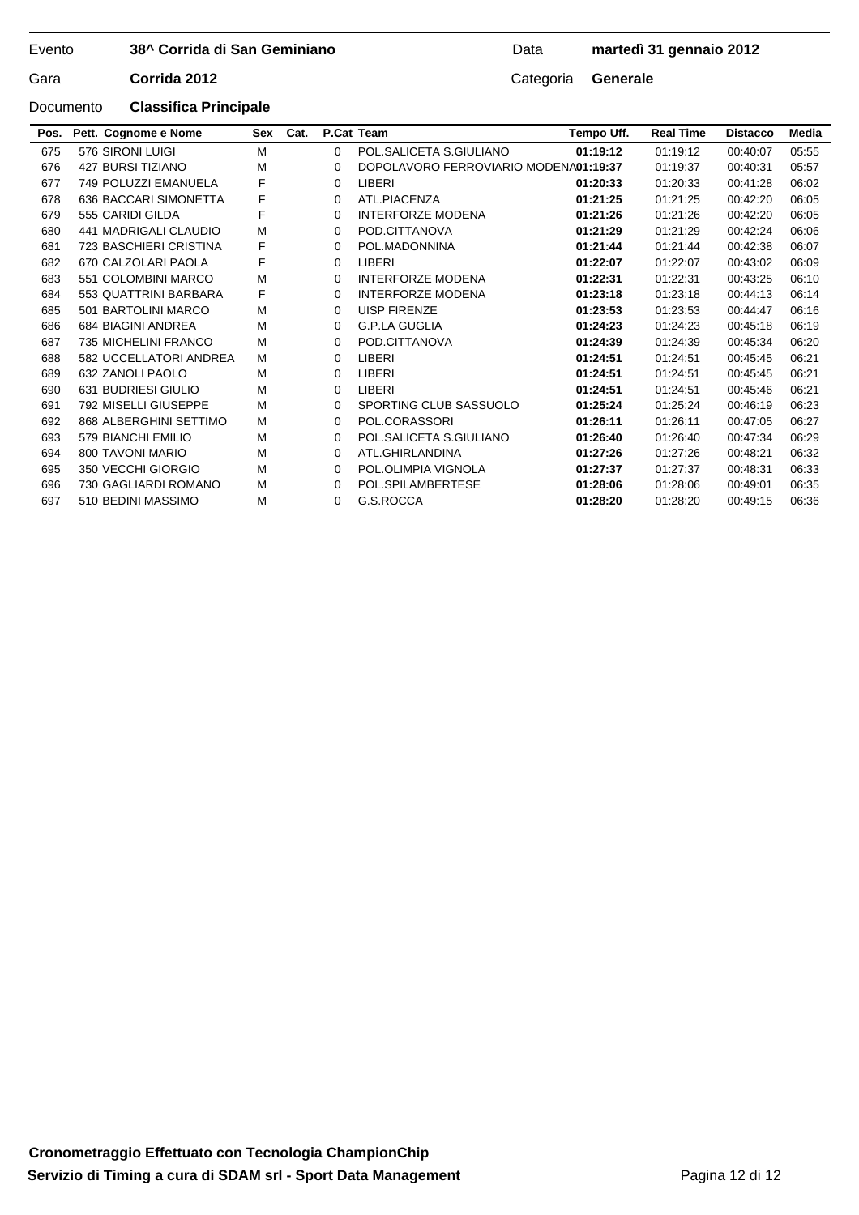Evento **38^ Corrida di San Geminiano** Data **martedì 31 gennaio 2012**

Gara **Corrida 2012** Categoria **Generale**

Documento **Classifica Principale**

| Pos. | Pett. | Cognome e Nome | Sex | Cat. | P.Cat | Team | Tempo Uff. | Real Time | Distacco | Media |
|---|---|---|---|---|---|---|---|---|---|---|
| 675 | 576 | SIRONI LUIGI | M | | 0 | POL.SALICETA S.GIULIANO | **01:19:12** | 01:19:12 | 00:40:07 | 05:55 |
| 676 | 427 | BURSI TIZIANO | M | | 0 | DOPOLAVORO FERROVIARIO MODENA | **01:19:37** | 01:19:37 | 00:40:31 | 05:57 |
| 677 | 749 | POLUZZI EMANUELA | F | | 0 | LIBERI | **01:20:33** | 01:20:33 | 00:41:28 | 06:02 |
| 678 | 636 | BACCARI SIMONETTA | F | | 0 | ATL.PIACENZA | **01:21:25** | 01:21:25 | 00:42:20 | 06:05 |
| 679 | 555 | CARIDI GILDA | F | | 0 | INTERFORZE MODENA | **01:21:26** | 01:21:26 | 00:42:20 | 06:05 |
| 680 | 441 | MADRIGALI CLAUDIO | M | | 0 | POD.CITTANOVA | **01:21:29** | 01:21:29 | 00:42:24 | 06:06 |
| 681 | 723 | BASCHIERI CRISTINA | F | | 0 | POL.MADONNINA | **01:21:44** | 01:21:44 | 00:42:38 | 06:07 |
| 682 | 670 | CALZOLARI PAOLA | F | | 0 | LIBERI | **01:22:07** | 01:22:07 | 00:43:02 | 06:09 |
| 683 | 551 | COLOMBINI MARCO | M | | 0 | INTERFORZE MODENA | **01:22:31** | 01:22:31 | 00:43:25 | 06:10 |
| 684 | 553 | QUATTRINI BARBARA | F | | 0 | INTERFORZE MODENA | **01:23:18** | 01:23:18 | 00:44:13 | 06:14 |
| 685 | 501 | BARTOLINI MARCO | M | | 0 | UISP FIRENZE | **01:23:53** | 01:23:53 | 00:44:47 | 06:16 |
| 686 | 684 | BIAGINI ANDREA | M | | 0 | G.P.LA GUGLIA | **01:24:23** | 01:24:23 | 00:45:18 | 06:19 |
| 687 | 735 | MICHELINI FRANCO | M | | 0 | POD.CITTANOVA | **01:24:39** | 01:24:39 | 00:45:34 | 06:20 |
| 688 | 582 | UCCELLATORI ANDREA | M | | 0 | LIBERI | **01:24:51** | 01:24:51 | 00:45:45 | 06:21 |
| 689 | 632 | ZANOLI PAOLO | M | | 0 | LIBERI | **01:24:51** | 01:24:51 | 00:45:45 | 06:21 |
| 690 | 631 | BUDRIESI GIULIO | M | | 0 | LIBERI | **01:24:51** | 01:24:51 | 00:45:46 | 06:21 |
| 691 | 792 | MISELLI GIUSEPPE | M | | 0 | SPORTING CLUB SASSUOLO | **01:25:24** | 01:25:24 | 00:46:19 | 06:23 |
| 692 | 868 | ALBERGHINI SETTIMO | M | | 0 | POL.CORASSORI | **01:26:11** | 01:26:11 | 00:47:05 | 06:27 |
| 693 | 579 | BIANCHI EMILIO | M | | 0 | POL.SALICETA S.GIULIANO | **01:26:40** | 01:26:40 | 00:47:34 | 06:29 |
| 694 | 800 | TAVONI MARIO | M | | 0 | ATL.GHIRLANDINA | **01:27:26** | 01:27:26 | 00:48:21 | 06:32 |
| 695 | 350 | VECCHI GIORGIO | M | | 0 | POL.OLIMPIA VIGNOLA | **01:27:37** | 01:27:37 | 00:48:31 | 06:33 |
| 696 | 730 | GAGLIARDI ROMANO | M | | 0 | POL.SPILAMBERTESE | **01:28:06** | 01:28:06 | 00:49:01 | 06:35 |
| 697 | 510 | BEDINI MASSIMO | M | | 0 | G.S.ROCCA | **01:28:20** | 01:28:20 | 00:49:15 | 06:36 |

**Cronometraggio Effettuato con Tecnologia ChampionChip**

**Servizio di Timing a cura di SDAM srl - Sport Data Management**